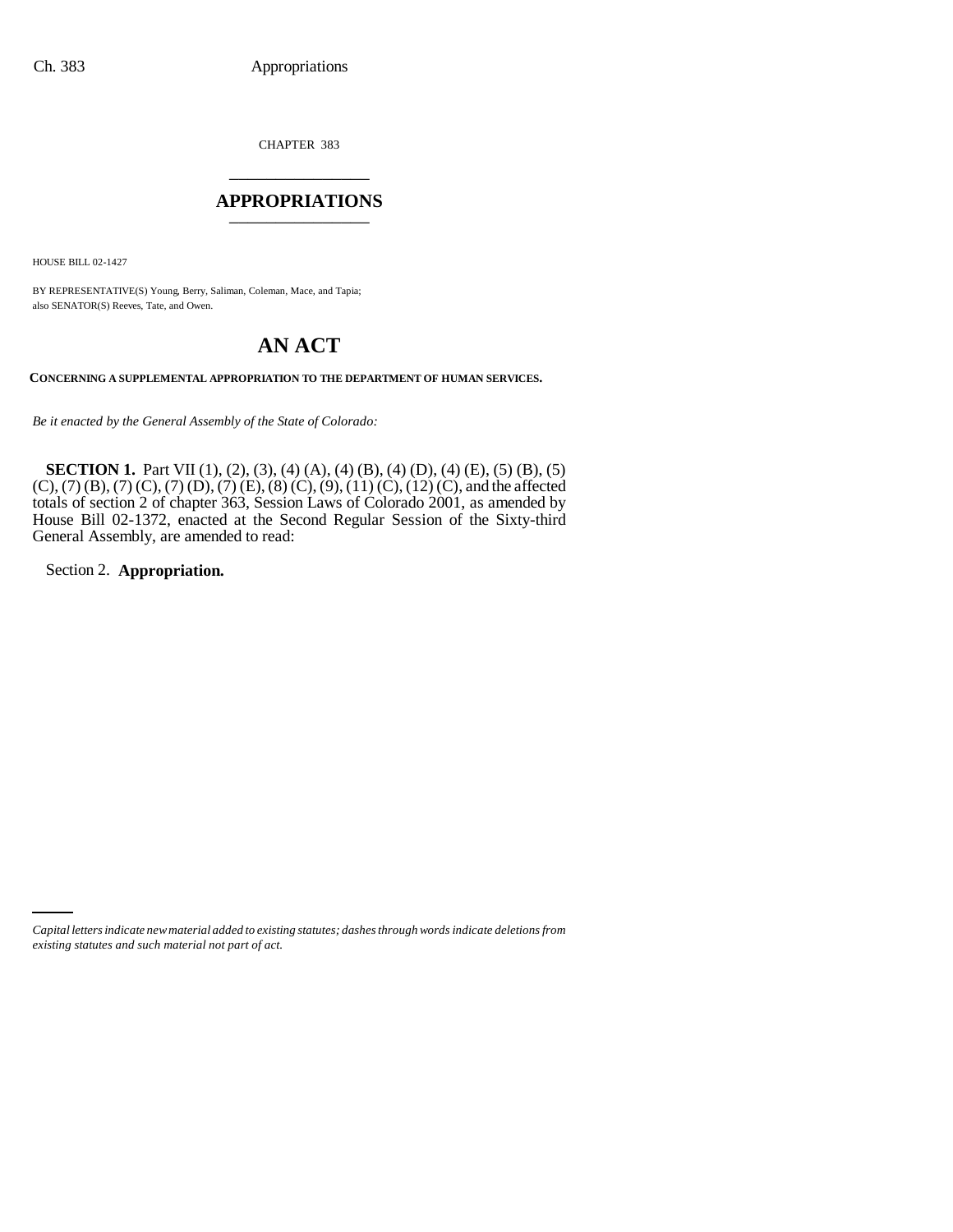CHAPTER 383

# APPROPRIATIONS

HOUSE BILL 02-1427

BY REPRESENTATIVE(S) Young, Berry, Saliman, Coleman, Mace, and Tapia;
also SENATOR(S) Reeves, Tate, and Owen.

# AN ACT

**CONCERNING A SUPPLEMENTAL APPROPRIATION TO THE DEPARTMENT OF HUMAN SERVICES.**

*Be it enacted by the General Assembly of the State of Colorado:*

**SECTION 1.** Part VII (1), (2), (3), (4) (A), (4) (B), (4) (D), (4) (E), (5) (B), (5) (C), (7) (B), (7) (C), (7) (D), (7) (E), (8) (C), (9), (11) (C), (12) (C), and the affected totals of section 2 of chapter 363, Session Laws of Colorado 2001, as amended by House Bill 02-1372, enacted at the Second Regular Session of the Sixty-third General Assembly, are amended to read:

Section 2. **Appropriation.**

*Capital letters indicate new material added to existing statutes; dashes through words indicate deletions from existing statutes and such material not part of act.*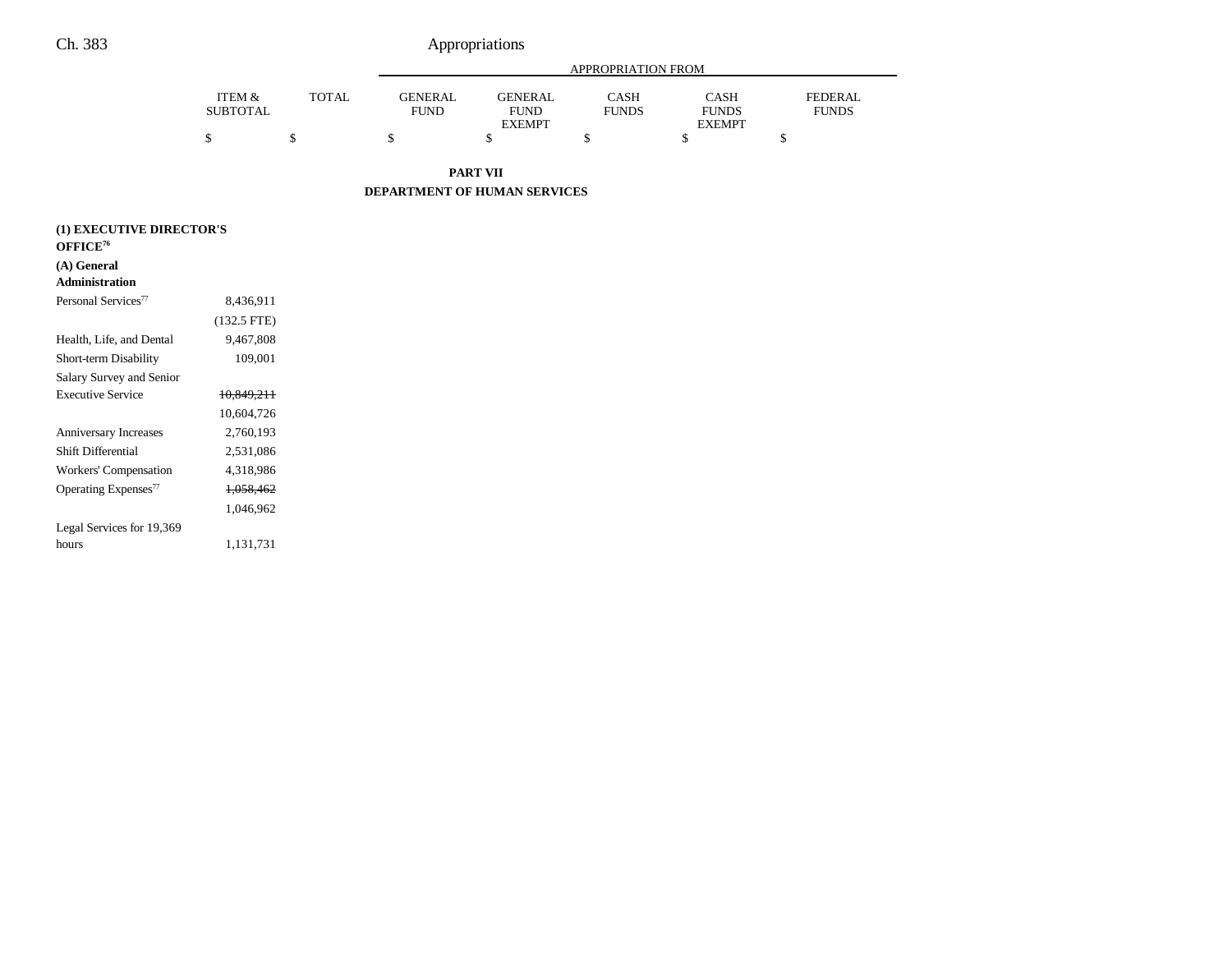## PART VII
## DEPARTMENT OF HUMAN SERVICES

| | ITEM & SUBTOTAL | TOTAL | APPROPRIATION FROM GENERAL FUND | GENERAL FUND EXEMPT | CASH FUNDS | CASH FUNDS EXEMPT | FEDERAL FUNDS |
|---|---|---|---|---|---|---|---|
| | $ | $ | $ | $ | $ | $ | $ |
| **(1) EXECUTIVE DIRECTOR'S OFFICE**[76] | | | | | | | |
| **(A) General Administration** | | | | | | | |
| Personal Services[77] | 8,436,911 | | | | | | |
| | (132.5 FTE) | | | | | | |
| Health, Life, and Dental | 9,467,808 | | | | | | |
| Short-term Disability | 109,001 | | | | | | |
| Salary Survey and Senior Executive Service | ~~10,849,211~~ | | | | | | |
| | 10,604,726 | | | | | | |
| Anniversary Increases | 2,760,193 | | | | | | |
| Shift Differential | 2,531,086 | | | | | | |
| Workers' Compensation | 4,318,986 | | | | | | |
| Operating Expenses[77] | ~~1,058,462~~ | | | | | | |
| | 1,046,962 | | | | | | |
| Legal Services for 19,369 hours | 1,131,731 | | | | | | |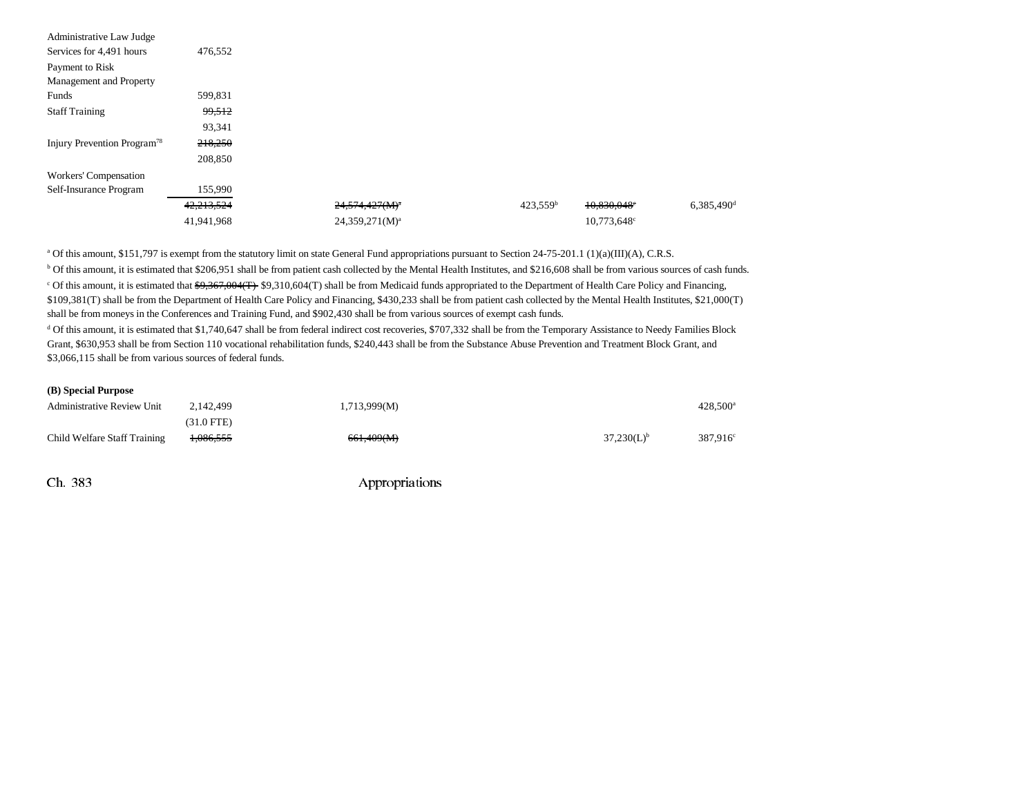| | | | | | |
|---|---|---|---|---|---|
| Administrative Law Judge Services for 4,491 hours | 476,552 | | | | |
| Payment to Risk Management and Property Funds | 599,831 | | | | |
| Staff Training | ~~99,512~~ | | | | |
| | 93,341 | | | | |
| Injury Prevention Program[78] | ~~218,250~~ | | | | |
| | 208,850 | | | | |
| Workers' Compensation Self-Insurance Program | 155,990 | | | | |
| | ~~42,213,524~~ | ~~24,574,427(M)~~[a] | 423,559[b] | ~~10,830,048~~[c] | 6,385,490[d] |
| | 41,941,968 | 24,359,271(M)[a] | | 10,773,648[c] | |

[a] Of this amount, $151,797 is exempt from the statutory limit on state General Fund appropriations pursuant to Section 24-75-201.1 (1)(a)(III)(A), C.R.S.

[b] Of this amount, it is estimated that $206,951 shall be from patient cash collected by the Mental Health Institutes, and $216,608 shall be from various sources of cash funds.

[c] Of this amount, it is estimated that ~~$9,367,004(T)~~ $9,310,604(T) shall be from Medicaid funds appropriated to the Department of Health Care Policy and Financing, $109,381(T) shall be from the Department of Health Care Policy and Financing, $430,233 shall be from patient cash collected by the Mental Health Institutes, $21,000(T) shall be from moneys in the Conferences and Training Fund, and $902,430 shall be from various sources of exempt cash funds.

[d] Of this amount, it is estimated that $1,740,647 shall be from federal indirect cost recoveries, $707,332 shall be from the Temporary Assistance to Needy Families Block Grant, $630,953 shall be from Section 110 vocational rehabilitation funds, $240,443 shall be from the Substance Abuse Prevention and Treatment Block Grant, and $3,066,115 shall be from various sources of federal funds.

**(B) Special Purpose**

| | | | | | |
|---|---|---|---|---|---|
| Administrative Review Unit | 2,142,499 | 1,713,999(M) | | | 428,500[a] |
| | (31.0 FTE) | | | | |
| Child Welfare Staff Training | ~~1,086,555~~ | ~~661,409(M)~~ | | 37,230(L)[b] | 387,916[c] |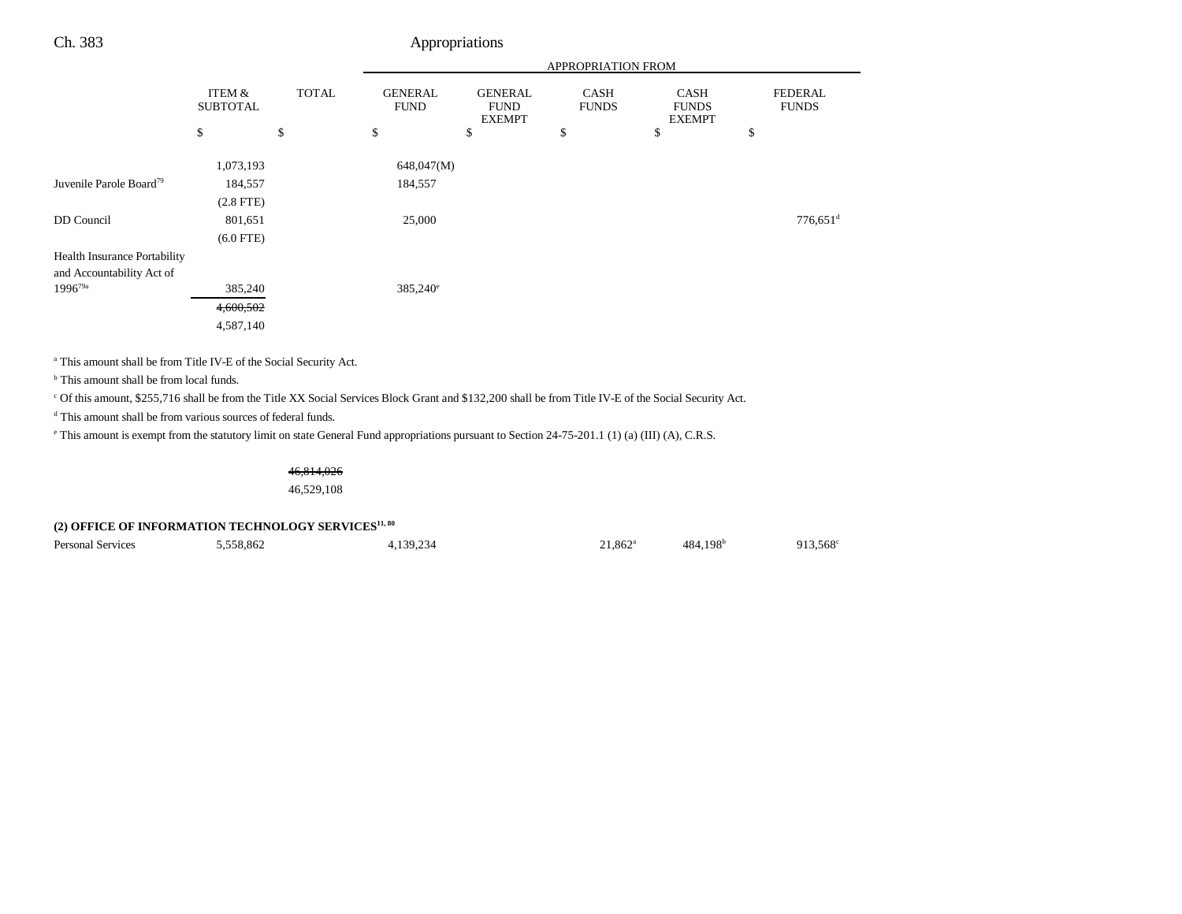| | ITEM & SUBTOTAL | TOTAL | GENERAL FUND | GENERAL FUND EXEMPT | CASH FUNDS | CASH FUNDS EXEMPT | FEDERAL FUNDS |
|---|---|---|---|---|---|---|---|
| | | | APPROPRIATION FROM | | | | |
| | $ | $ | $ | $ | $ | $ | $ |
| | 1,073,193 | | 648,047(M) | | | | |
| Juvenile Parole Board[79] | 184,557 | | 184,557 | | | | |
| | (2.8 FTE) | | | | | | |
| DD Council | 801,651 | | 25,000 | | | | 776,651[d] |
| | (6.0 FTE) | | | | | | |
| Health Insurance Portability and Accountability Act of 1996[79a] | 385,240 | | 385,240[e] | | | | |
| | ~~4,600,502~~ | | | | | | |
| | 4,587,140 | | | | | | |

[a] This amount shall be from Title IV-E of the Social Security Act.

[b] This amount shall be from local funds.

[c] Of this amount, $255,716 shall be from the Title XX Social Services Block Grant and $132,200 shall be from Title IV-E of the Social Security Act.

[d] This amount shall be from various sources of federal funds.

[e] This amount is exempt from the statutory limit on state General Fund appropriations pursuant to Section 24-75-201.1 (1) (a) (III) (A), C.R.S.

| | ITEM & SUBTOTAL | TOTAL | GENERAL FUND | GENERAL FUND EXEMPT | CASH FUNDS | CASH FUNDS EXEMPT | FEDERAL FUNDS |
|---|---|---|---|---|---|---|---|
| | | ~~46,814,026~~ | | | | | |
| | | 46,529,108 | | | | | |

**(2) OFFICE OF INFORMATION TECHNOLOGY SERVICES[11, 80]**

| | ITEM & SUBTOTAL | TOTAL | GENERAL FUND | GENERAL FUND EXEMPT | CASH FUNDS | CASH FUNDS EXEMPT | FEDERAL FUNDS |
|---|---|---|---|---|---|---|---|
| Personal Services | 5,558,862 | | 4,139,234 | | 21,862[a] | 484,198[b] | 913,568[c] |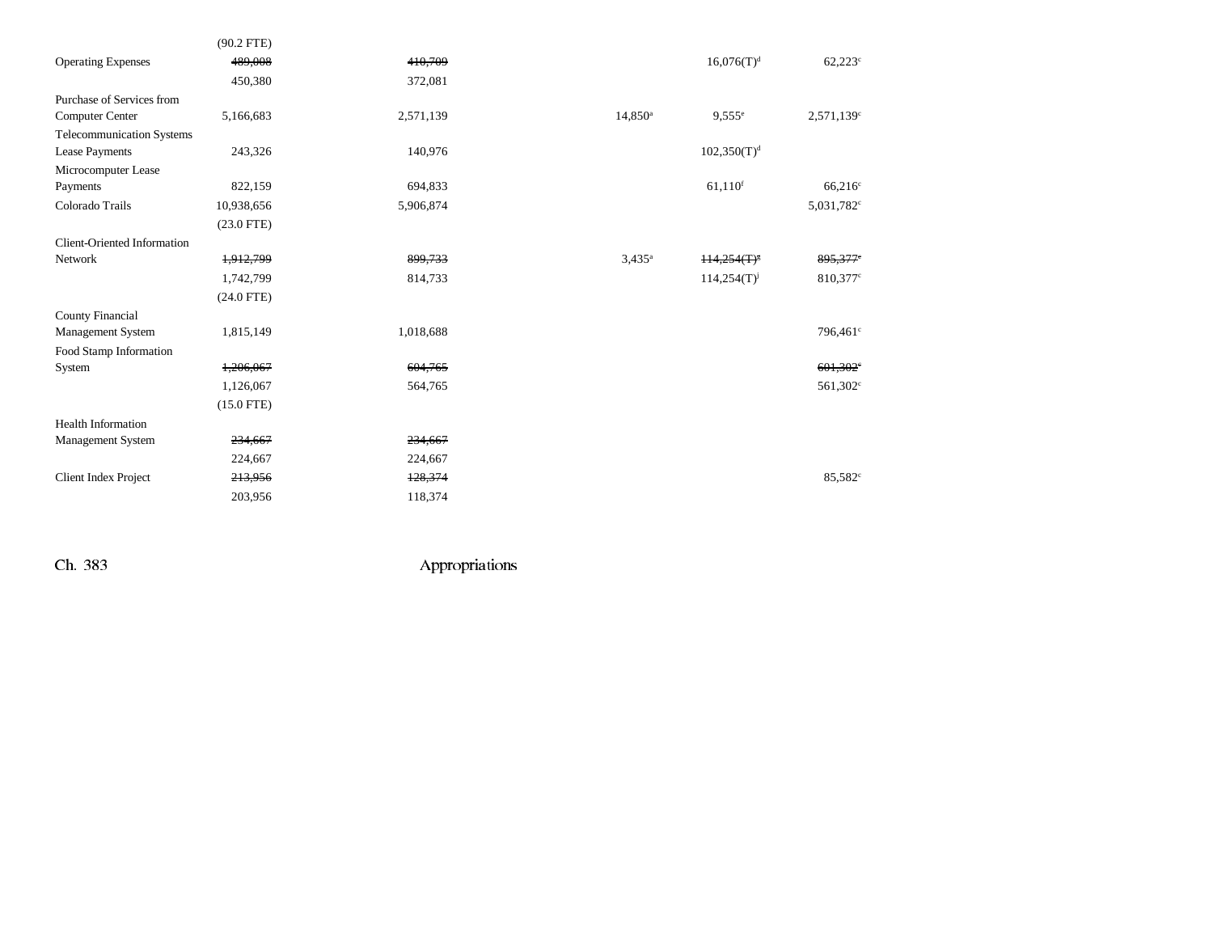| | | | | | | |
|---|---|---|---|---|---|---|
| | (90.2 FTE) | | | | | |
| Operating Expenses | ~~489,008~~ | ~~410,709~~ | | | 16,076(T)[d] | 62,223[c] |
| | 450,380 | 372,081 | | | | |
| Purchase of Services from Computer Center | 5,166,683 | 2,571,139 | | 14,850[a] | 9,555[e] | 2,571,139[c] |
| Telecommunication Systems Lease Payments | 243,326 | 140,976 | | | 102,350(T)[d] | |
| Microcomputer Lease Payments | 822,159 | 694,833 | | | 61,110[f] | 66,216[c] |
| Colorado Trails | 10,938,656 | 5,906,874 | | | | 5,031,782[c] |
| | (23.0 FTE) | | | | | |
| Client-Oriented Information Network | ~~1,912,799~~ | ~~899,733~~ | | 3,435[a] | ~~114,254(T)[g]~~ | ~~895,377[c]~~ |
| | 1,742,799 | 814,733 | | | 114,254(T)[j] | 810,377[c] |
| | (24.0 FTE) | | | | | |
| County Financial Management System | 1,815,149 | 1,018,688 | | | | 796,461[c] |
| Food Stamp Information System | ~~1,206,067~~ | ~~604,765~~ | | | | ~~601,302[c]~~ |
| | 1,126,067 | 564,765 | | | | 561,302[c] |
| | (15.0 FTE) | | | | | |
| Health Information Management System | ~~234,667~~ | ~~234,667~~ | | | | |
| | 224,667 | 224,667 | | | | |
| Client Index Project | ~~213,956~~ | ~~128,374~~ | | | | 85,582[c] |
| | 203,956 | 118,374 | | | | |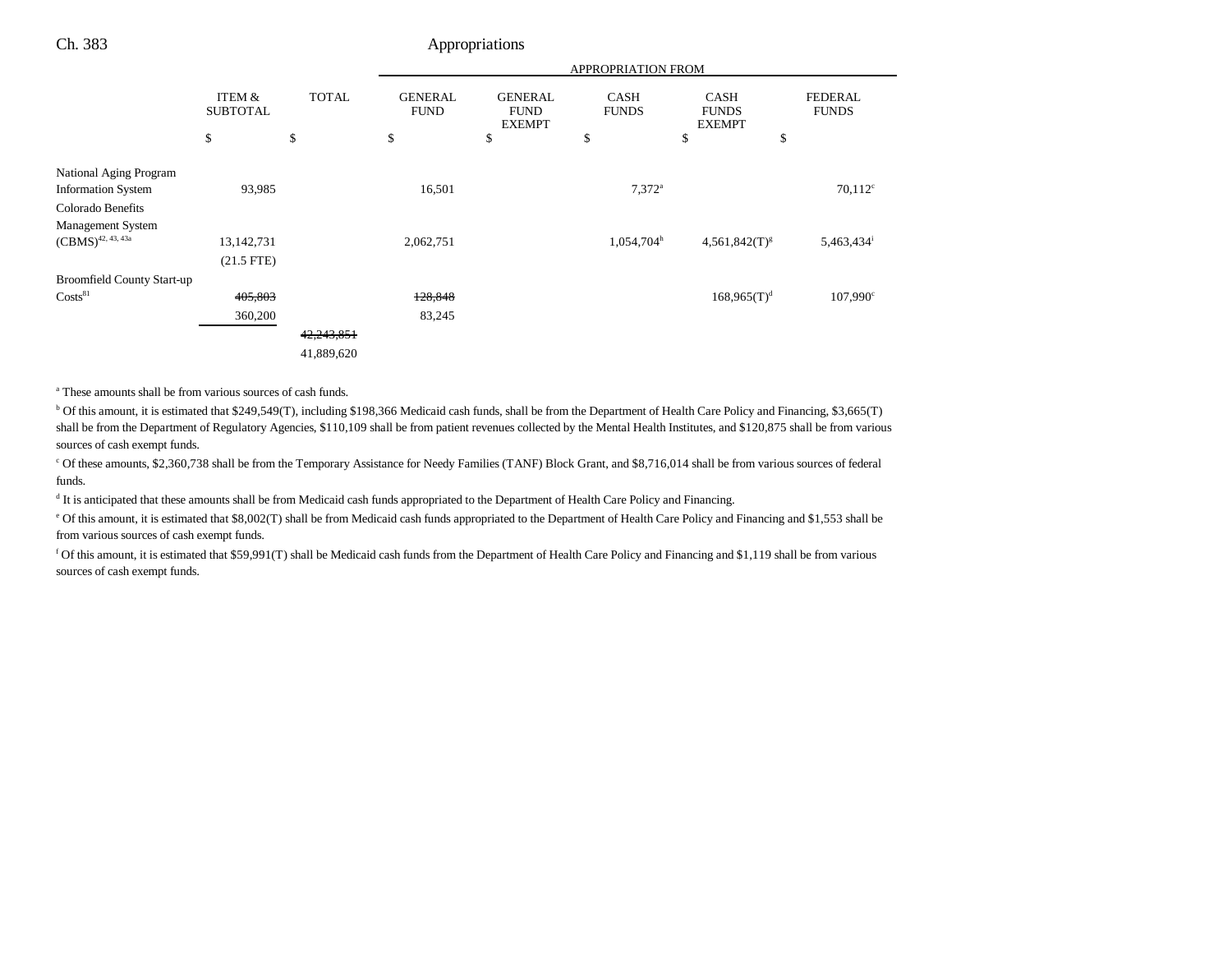| | ITEM & SUBTOTAL | TOTAL | GENERAL FUND | GENERAL FUND EXEMPT | CASH FUNDS | CASH FUNDS EXEMPT | FEDERAL FUNDS |
|---|---|---|---|---|---|---|---|
| | | | APPROPRIATION FROM | | | | |
| | $ | $ | $ | $ | $ | $ | $ |
| National Aging Program Information System | 93,985 | | 16,501 | | 7,372[a] | | 70,112[c] |
| Colorado Benefits Management System (CBMS)[42, 43, 43a] | 13,142,731 | | 2,062,751 | | 1,054,704[h] | 4,561,842(T)[g] | 5,463,434[i] |
| | (21.5 FTE) | | | | | | |
| Broomfield County Start-up Costs[81] | ~~405,803~~ | | ~~128,848~~ | | | 168,965(T)[d] | 107,990[c] |
| | 360,200 | | 83,245 | | | | |
| | | ~~42,243,851~~ | | | | | |
| | | 41,889,620 | | | | | |

[a] These amounts shall be from various sources of cash funds.

[b] Of this amount, it is estimated that $249,549(T), including $198,366 Medicaid cash funds, shall be from the Department of Health Care Policy and Financing, $3,665(T) shall be from the Department of Regulatory Agencies, $110,109 shall be from patient revenues collected by the Mental Health Institutes, and $120,875 shall be from various sources of cash exempt funds.

[c] Of these amounts, $2,360,738 shall be from the Temporary Assistance for Needy Families (TANF) Block Grant, and $8,716,014 shall be from various sources of federal funds.

[d] It is anticipated that these amounts shall be from Medicaid cash funds appropriated to the Department of Health Care Policy and Financing.

[e] Of this amount, it is estimated that $8,002(T) shall be from Medicaid cash funds appropriated to the Department of Health Care Policy and Financing and $1,553 shall be from various sources of cash exempt funds.

[f] Of this amount, it is estimated that $59,991(T) shall be Medicaid cash funds from the Department of Health Care Policy and Financing and $1,119 shall be from various sources of cash exempt funds.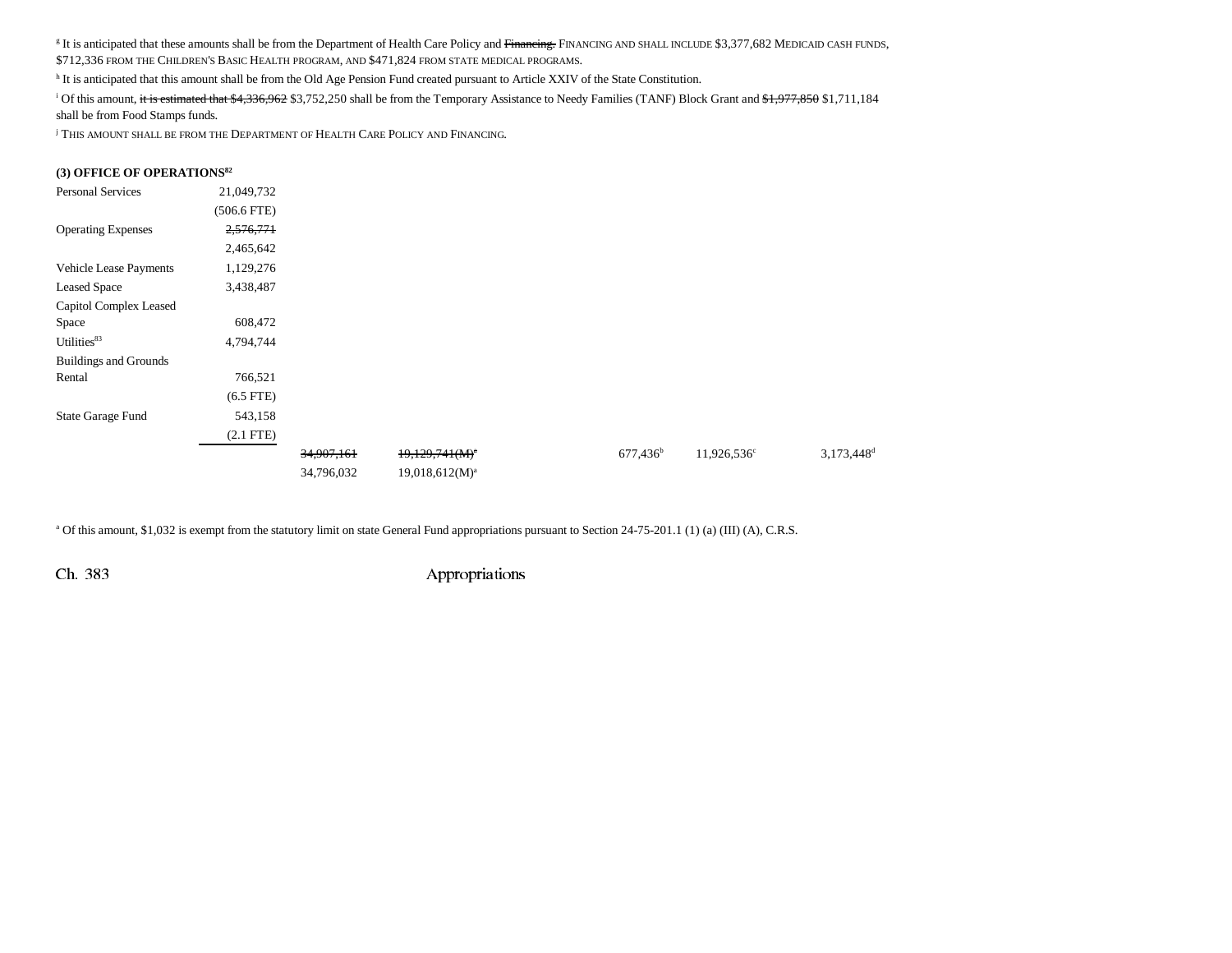[g] It is anticipated that these amounts shall be from the Department of Health Care Policy and ~~Financing.~~ FINANCING AND SHALL INCLUDE $3,377,682 MEDICAID CASH FUNDS, $712,336 FROM THE CHILDREN'S BASIC HEALTH PROGRAM, AND $471,824 FROM STATE MEDICAL PROGRAMS.

[h] It is anticipated that this amount shall be from the Old Age Pension Fund created pursuant to Article XXIV of the State Constitution.

[i] Of this amount, ~~it is estimated that $4,336,962~~ $3,752,250 shall be from the Temporary Assistance to Needy Families (TANF) Block Grant and ~~$1,977,850~~ $1,711,184 shall be from Food Stamps funds.

[j] THIS AMOUNT SHALL BE FROM THE DEPARTMENT OF HEALTH CARE POLICY AND FINANCING.

**(3) OFFICE OF OPERATIONS[82]**

| | | | | | | |
|---|---|---|---|---|---|---|
| Personal Services | 21,049,732 | | | | | |
| | (506.6 FTE) | | | | | |
| Operating Expenses | ~~2,576,771~~ | | | | | |
| | 2,465,642 | | | | | |
| Vehicle Lease Payments | 1,129,276 | | | | | |
| Leased Space | 3,438,487 | | | | | |
| Capitol Complex Leased Space | 608,472 | | | | | |
| Utilities[83] | 4,794,744 | | | | | |
| Buildings and Grounds Rental | 766,521 | | | | | |
| | (6.5 FTE) | | | | | |
| State Garage Fund | 543,158 | | | | | |
| | (2.1 FTE) | | | | | |
| | | ~~34,907,161~~ | ~~19,129,741(M)[a]~~ | 677,436[b] | 11,926,536[c] | 3,173,448[d] |
| | | 34,796,032 | 19,018,612(M)[a] | | | |

[a] Of this amount, $1,032 is exempt from the statutory limit on state General Fund appropriations pursuant to Section 24-75-201.1 (1) (a) (III) (A), C.R.S.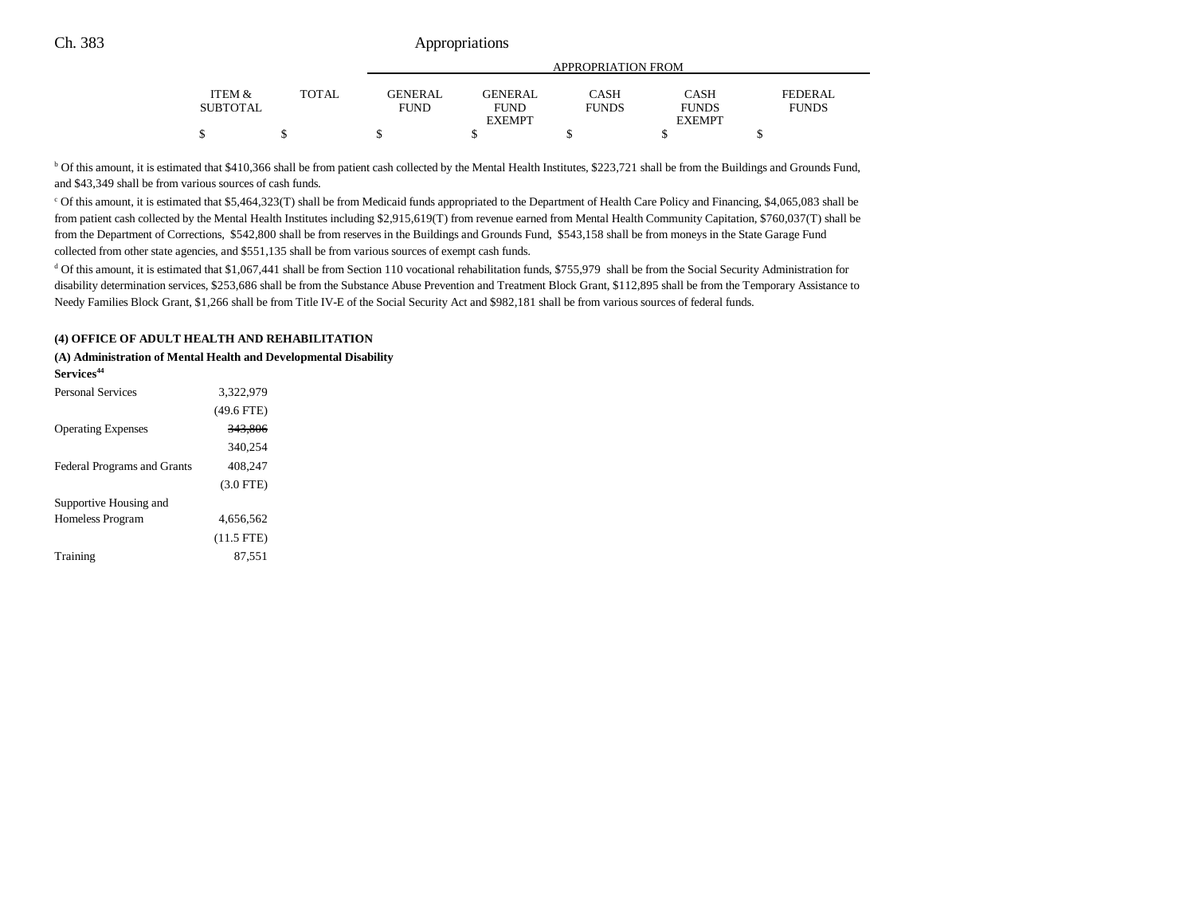| | ITEM & SUBTOTAL | TOTAL | GENERAL FUND | GENERAL FUND EXEMPT | CASH FUNDS | CASH FUNDS EXEMPT | FEDERAL FUNDS |
|---|---|---|---|---|---|---|---|
| | | | APPROPRIATION FROM | | | | |
| | $ | $ | $ | $ | $ | $ | $ |

[b] Of this amount, it is estimated that $410,366 shall be from patient cash collected by the Mental Health Institutes, $223,721 shall be from the Buildings and Grounds Fund, and $43,349 shall be from various sources of cash funds.

[c] Of this amount, it is estimated that $5,464,323(T) shall be from Medicaid funds appropriated to the Department of Health Care Policy and Financing, $4,065,083 shall be from patient cash collected by the Mental Health Institutes including $2,915,619(T) from revenue earned from Mental Health Community Capitation, $760,037(T) shall be from the Department of Corrections, $542,800 shall be from reserves in the Buildings and Grounds Fund, $543,158 shall be from moneys in the State Garage Fund collected from other state agencies, and $551,135 shall be from various sources of exempt cash funds.

[d] Of this amount, it is estimated that $1,067,441 shall be from Section 110 vocational rehabilitation funds, $755,979 shall be from the Social Security Administration for disability determination services, $253,686 shall be from the Substance Abuse Prevention and Treatment Block Grant, $112,895 shall be from the Temporary Assistance to Needy Families Block Grant, $1,266 shall be from Title IV-E of the Social Security Act and $982,181 shall be from various sources of federal funds.

**(4) OFFICE OF ADULT HEALTH AND REHABILITATION**

**(A) Administration of Mental Health and Developmental Disability Services[44]**

| | ITEM & SUBTOTAL |
|---|---|
| Personal Services | 3,322,979 |
| | (49.6 FTE) |
| Operating Expenses | ~~343,806~~ |
| | 340,254 |
| Federal Programs and Grants | 408,247 |
| | (3.0 FTE) |
| Supportive Housing and Homeless Program | 4,656,562 |
| | (11.5 FTE) |
| Training | 87,551 |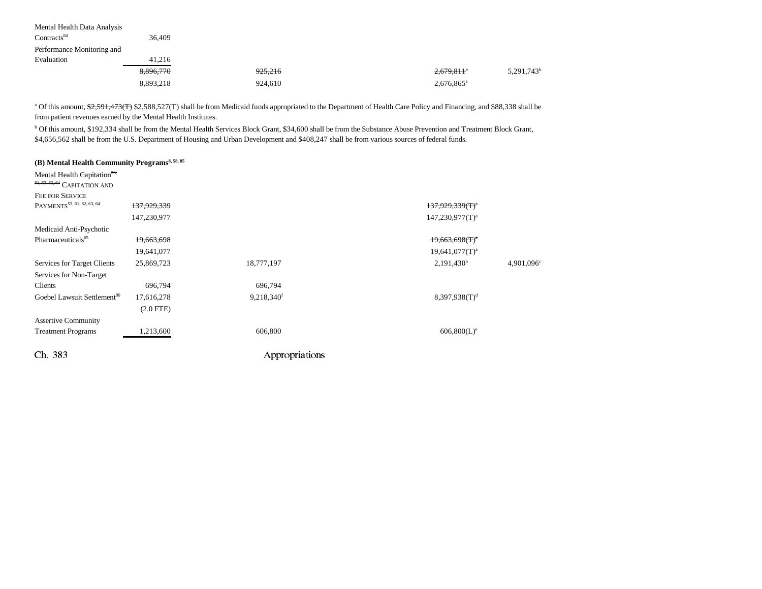| | | | | | |
|---|---|---|---|---|---|
| Mental Health Data Analysis Contracts[84] | 36,409 | | | | |
| Performance Monitoring and Evaluation | 41,216 | | | | |
| | ~~8,896,770~~ | ~~925,216~~ | | ~~2,679,811~~[a] | 5,291,743[b] |
| | 8,893,218 | 924,610 | | 2,676,865[a] | |

[a] Of this amount, ~~$2,591,473(T)~~ $2,588,527(T) shall be from Medicaid funds appropriated to the Department of Health Care Policy and Financing, and $88,338 shall be from patient revenues earned by the Mental Health Institutes.

[b] Of this amount, $192,334 shall be from the Mental Health Services Block Grant, $34,600 shall be from the Substance Abuse Prevention and Treatment Block Grant, $4,656,562 shall be from the U.S. Department of Housing and Urban Development and $408,247 shall be from various sources of federal funds.

**(B) Mental Health Community Programs[8, 58, 85]**

| | | | | | |
|---|---|---|---|---|---|
| Mental Health ~~Capitation~~[~~53, 61, 62, 63, 64~~] CAPITATION AND FEE FOR SERVICE PAYMENTS[53, 61, 62, 63, 64] | ~~137,929,339~~ | | | ~~137,929,339(T)~~[a] | |
| | 147,230,977 | | | 147,230,977(T)[a] | |
| Medicaid Anti-Psychotic Pharmaceuticals[65] | ~~19,663,698~~ | | | ~~19,663,698(T)~~[a] | |
| | 19,641,077 | | | 19,641,077(T)[a] | |
| Services for Target Clients | 25,869,723 | 18,777,197 | | 2,191,430[b] | 4,901,096[c] |
| Services for Non-Target Clients | 696,794 | 696,794 | | | |
| Goebel Lawsuit Settlement[86] | 17,616,278 | 9,218,340[f] | | 8,397,938(T)[d] | |
| | (2.0 FTE) | | | | |
| Assertive Community Treatment Programs | 1,213,600 | 606,800 | | 606,800(L)[e] | |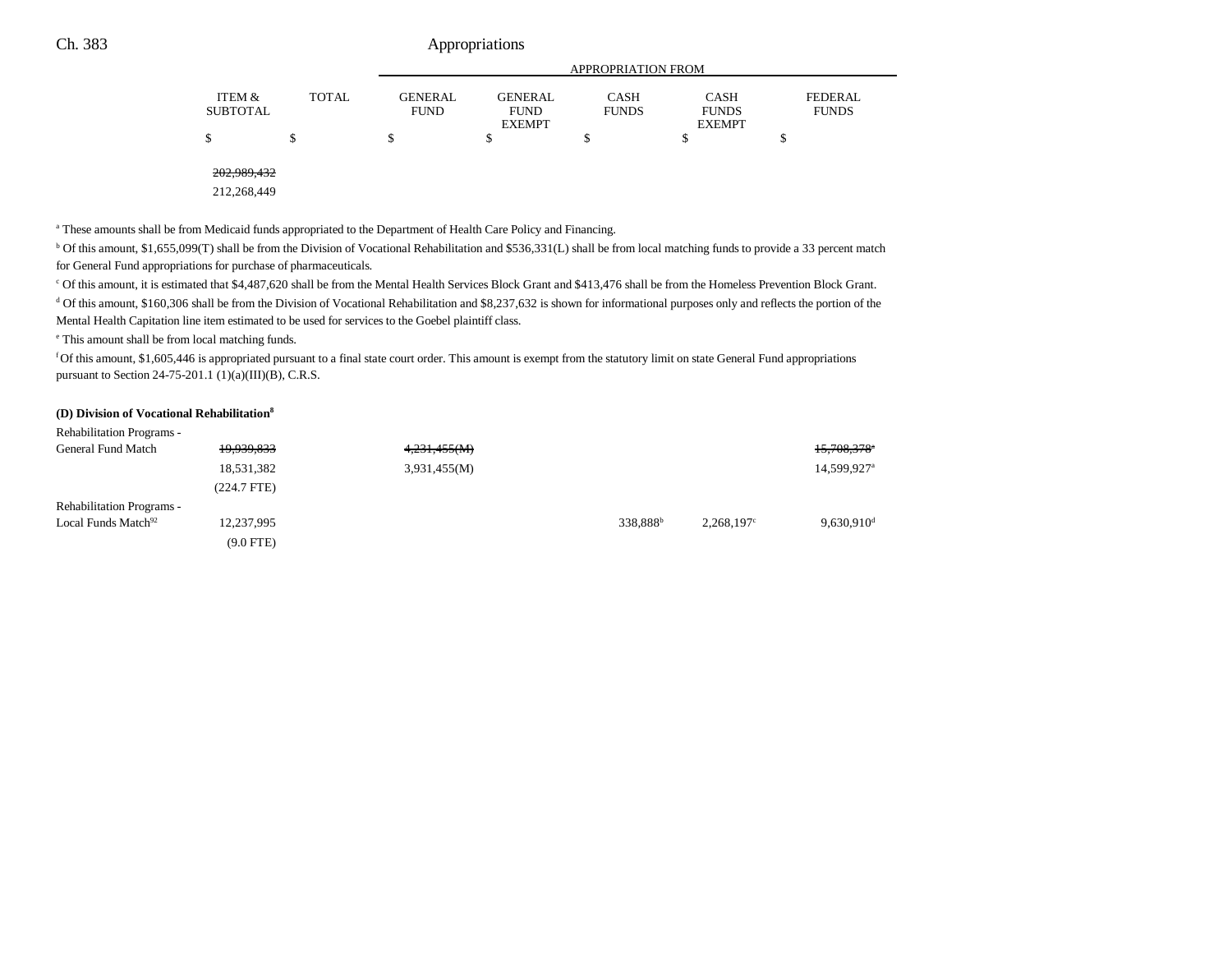| | ITEM & SUBTOTAL | TOTAL | GENERAL FUND | GENERAL FUND EXEMPT | CASH FUNDS | CASH FUNDS EXEMPT | FEDERAL FUNDS |
|---|---|---|---|---|---|---|---|
| | | | APPROPRIATION FROM | | | | |
| | $ | $ | $ | $ | $ | $ | $ |
| | | ~~202,989,432~~ | | | | | |
| | | 212,268,449 | | | | | |

[a] These amounts shall be from Medicaid funds appropriated to the Department of Health Care Policy and Financing.

[b] Of this amount, $1,655,099(T) shall be from the Division of Vocational Rehabilitation and $536,331(L) shall be from local matching funds to provide a 33 percent match for General Fund appropriations for purchase of pharmaceuticals.

[c] Of this amount, it is estimated that $4,487,620 shall be from the Mental Health Services Block Grant and $413,476 shall be from the Homeless Prevention Block Grant.

[d] Of this amount, $160,306 shall be from the Division of Vocational Rehabilitation and $8,237,632 is shown for informational purposes only and reflects the portion of the Mental Health Capitation line item estimated to be used for services to the Goebel plaintiff class.

[e] This amount shall be from local matching funds.

[f] Of this amount, $1,605,446 is appropriated pursuant to a final state court order. This amount is exempt from the statutory limit on state General Fund appropriations pursuant to Section 24-75-201.1 (1)(a)(III)(B), C.R.S.

**(D) Division of Vocational Rehabilitation[8]**

| | ITEM & SUBTOTAL | TOTAL | GENERAL FUND | GENERAL FUND EXEMPT | CASH FUNDS | CASH FUNDS EXEMPT | FEDERAL FUNDS |
|---|---|---|---|---|---|---|---|
| Rehabilitation Programs - General Fund Match | ~~19,939,833~~ | | ~~4,231,455(M)~~ | | | | ~~15,708,378[a]~~ |
| | 18,531,382 | | 3,931,455(M) | | | | 14,599,927[a] |
| | (224.7 FTE) | | | | | | |
| Rehabilitation Programs - Local Funds Match[92] | 12,237,995 | | | | 338,888[b] | 2,268,197[c] | 9,630,910[d] |
| | (9.0 FTE) | | | | | | |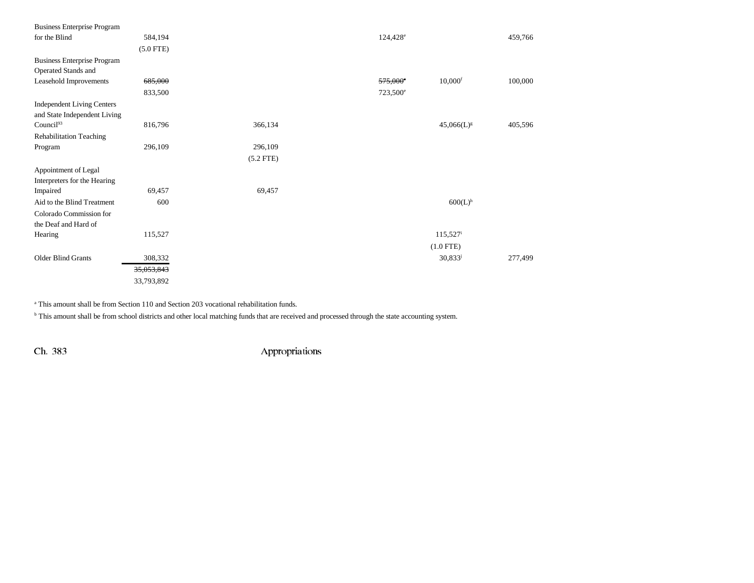| | | | | | | |
|---|---|---|---|---|---|---|
| Business Enterprise Program for the Blind | 584,194 (5.0 FTE) | | | 124,428[e] | | 459,766 |
| Business Enterprise Program Operated Stands and Leasehold Improvements | ~~685,000~~ 833,500 | | | ~~575,000~~[e] 723,500[e] | 10,000[f] | 100,000 |
| Independent Living Centers and State Independent Living Council[93] | 816,796 | 366,134 | | | 45,066(L)[g] | 405,596 |
| Rehabilitation Teaching Program | 296,109 | 296,109 (5.2 FTE) | | | | |
| Appointment of Legal Interpreters for the Hearing Impaired | 69,457 | 69,457 | | | | |
| Aid to the Blind Treatment | 600 | | | | 600(L)[h] | |
| Colorado Commission for the Deaf and Hard of Hearing | 115,527 | | | | 115,527[i] (1.0 FTE) | |
| Older Blind Grants | 308,332 | | | | 30,833[j] | 277,499 |
| | ~~35,053,843~~ 33,793,892 | | | | | |

[a] This amount shall be from Section 110 and Section 203 vocational rehabilitation funds.

[b] This amount shall be from school districts and other local matching funds that are received and processed through the state accounting system.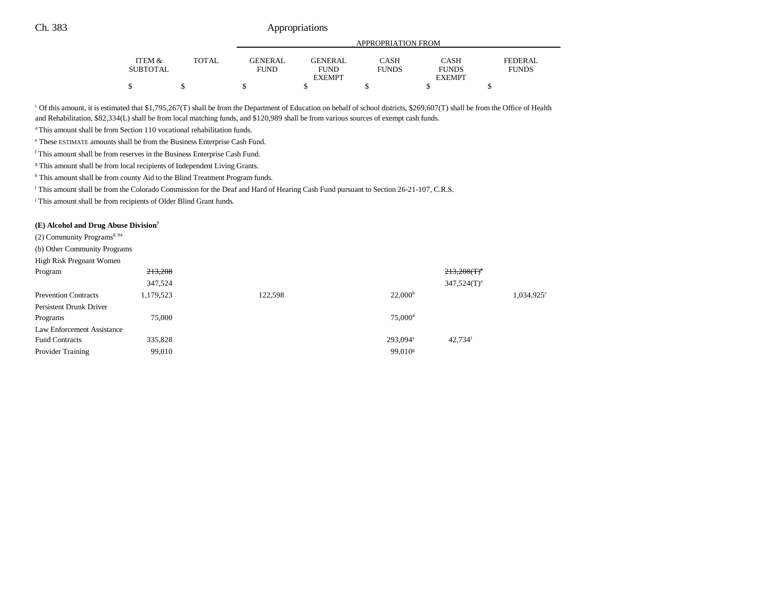| | ITEM & SUBTOTAL | TOTAL | GENERAL FUND | GENERAL FUND EXEMPT | CASH FUNDS | CASH FUNDS EXEMPT | FEDERAL FUNDS |
|---|---|---|---|---|---|---|---|
| | | | APPROPRIATION FROM | | | | |
| | $ | $ | $ | $ | $ | $ | $ |

[c] Of this amount, it is estimated that $1,795,267(T) shall be from the Department of Education on behalf of school districts, $269,607(T) shall be from the Office of Health and Rehabilitation, $82,334(L) shall be from local matching funds, and $120,989 shall be from various sources of exempt cash funds.

[d] This amount shall be from Section 110 vocational rehabilitation funds.

[e] These ESTIMATE amounts shall be from the Business Enterprise Cash Fund.

[f] This amount shall be from reserves in the Business Enterprise Cash Fund.

[g] This amount shall be from local recipients of Independent Living Grants.

[h] This amount shall be from county Aid to the Blind Treatment Program funds.

[i] This amount shall be from the Colorado Commission for the Deaf and Hard of Hearing Cash Fund pursuant to Section 26-21-107, C.R.S.

[j] This amount shall be from recipients of Older Blind Grant funds.

**(E) Alcohol and Drug Abuse Division**[7]

(2) Community Programs[8, 94]

(b) Other Community Programs

| | ITEM & SUBTOTAL | TOTAL | GENERAL FUND | GENERAL FUND EXEMPT | CASH FUNDS | CASH FUNDS EXEMPT | FEDERAL FUNDS |
|---|---|---|---|---|---|---|---|
| High Risk Pregnant Women Program | ~~213,208~~ 347,524 | | | | | ~~213,208(T)[a]~~ 347,524(T)[a] | |
| Prevention Contracts | 1,179,523 | | 122,598 | | 22,000[b] | | 1,034,925[c] |
| Persistent Drunk Driver Programs | 75,000 | | | | 75,000[d] | | |
| Law Enforcement Assistance Fund Contracts | 335,828 | | | | 293,094[e] | 42,734[f] | |
| Provider Training | 99,010 | | | | 99,010[g] | | |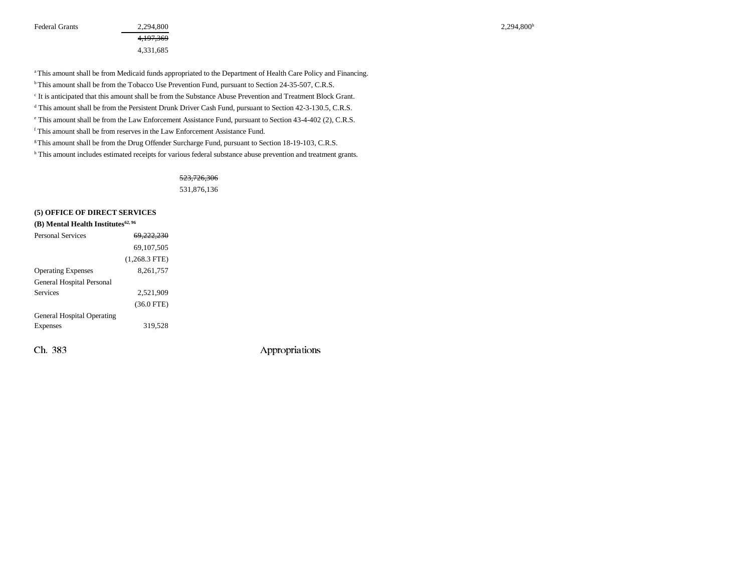| | | |
|---|---|---|
| Federal Grants | 2,294,800 | 2,294,800[h] |
| | ~~4,197,369~~ | |
| | 4,331,685 | |

[a] This amount shall be from Medicaid funds appropriated to the Department of Health Care Policy and Financing.

[b] This amount shall be from the Tobacco Use Prevention Fund, pursuant to Section 24-35-507, C.R.S.

[c] It is anticipated that this amount shall be from the Substance Abuse Prevention and Treatment Block Grant.

[d] This amount shall be from the Persistent Drunk Driver Cash Fund, pursuant to Section 42-3-130.5, C.R.S.

[e] This amount shall be from the Law Enforcement Assistance Fund, pursuant to Section 43-4-402 (2), C.R.S.

[f] This amount shall be from reserves in the Law Enforcement Assistance Fund.

[g] This amount shall be from the Drug Offender Surcharge Fund, pursuant to Section 18-19-103, C.R.S.

[h] This amount includes estimated receipts for various federal substance abuse prevention and treatment grants.

~~523,726,306~~
531,876,136

**(5) OFFICE OF DIRECT SERVICES**

**(B) Mental Health Institutes[62, 96]**

| | |
|---|---|
| Personal Services | ~~69,222,230~~ |
| | 69,107,505 |
| | (1,268.3 FTE) |
| Operating Expenses | 8,261,757 |
| General Hospital Personal Services | 2,521,909 |
| | (36.0 FTE) |
| General Hospital Operating Expenses | 319,528 |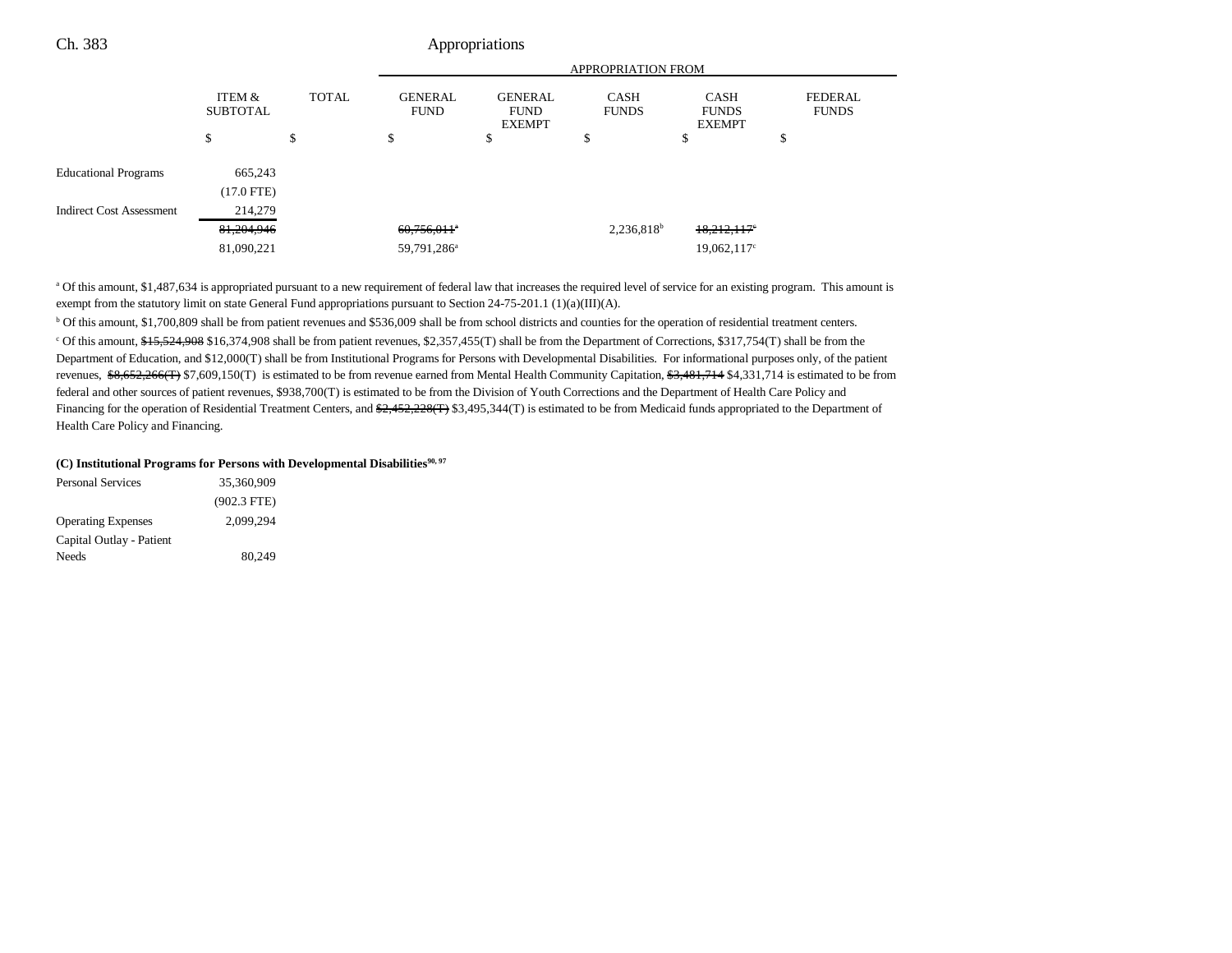| | ITEM & SUBTOTAL | TOTAL | GENERAL FUND | GENERAL FUND EXEMPT | CASH FUNDS | CASH FUNDS EXEMPT | FEDERAL FUNDS |
|---|---|---|---|---|---|---|---|
| | | | APPROPRIATION FROM | | | | |
| | $ | $ | $ | $ | $ | $ | $ |
| Educational Programs | 665,243 | | | | | | |
| | (17.0 FTE) | | | | | | |
| Indirect Cost Assessment | 214,279 | | | | | | |
| | ~~81,204,946~~ | | ~~60,756,011~~[a] | | 2,236,818[b] | ~~18,212,117~~[c] | |
| | 81,090,221 | | 59,791,286[a] | | | 19,062,117[c] | |

[a] Of this amount, $1,487,634 is appropriated pursuant to a new requirement of federal law that increases the required level of service for an existing program. This amount is exempt from the statutory limit on state General Fund appropriations pursuant to Section 24-75-201.1 (1)(a)(III)(A).

[b] Of this amount, $1,700,809 shall be from patient revenues and $536,009 shall be from school districts and counties for the operation of residential treatment centers.

[c] Of this amount, ~~$15,524,908~~ $16,374,908 shall be from patient revenues, $2,357,455(T) shall be from the Department of Corrections, $317,754(T) shall be from the Department of Education, and $12,000(T) shall be from Institutional Programs for Persons with Developmental Disabilities. For informational purposes only, of the patient revenues, ~~$8,652,266(T)~~ $7,609,150(T) is estimated to be from revenue earned from Mental Health Community Capitation, ~~$3,481,714~~ $4,331,714 is estimated to be from federal and other sources of patient revenues, $938,700(T) is estimated to be from the Division of Youth Corrections and the Department of Health Care Policy and Financing for the operation of Residential Treatment Centers, and ~~$2,452,228(T)~~ $3,495,344(T) is estimated to be from Medicaid funds appropriated to the Department of Health Care Policy and Financing.

**(C) Institutional Programs for Persons with Developmental Disabilities[90, 97]**

| | ITEM & SUBTOTAL |
|---|---|
| Personal Services | 35,360,909 |
| | (902.3 FTE) |
| Operating Expenses | 2,099,294 |
| Capital Outlay - Patient Needs | 80,249 |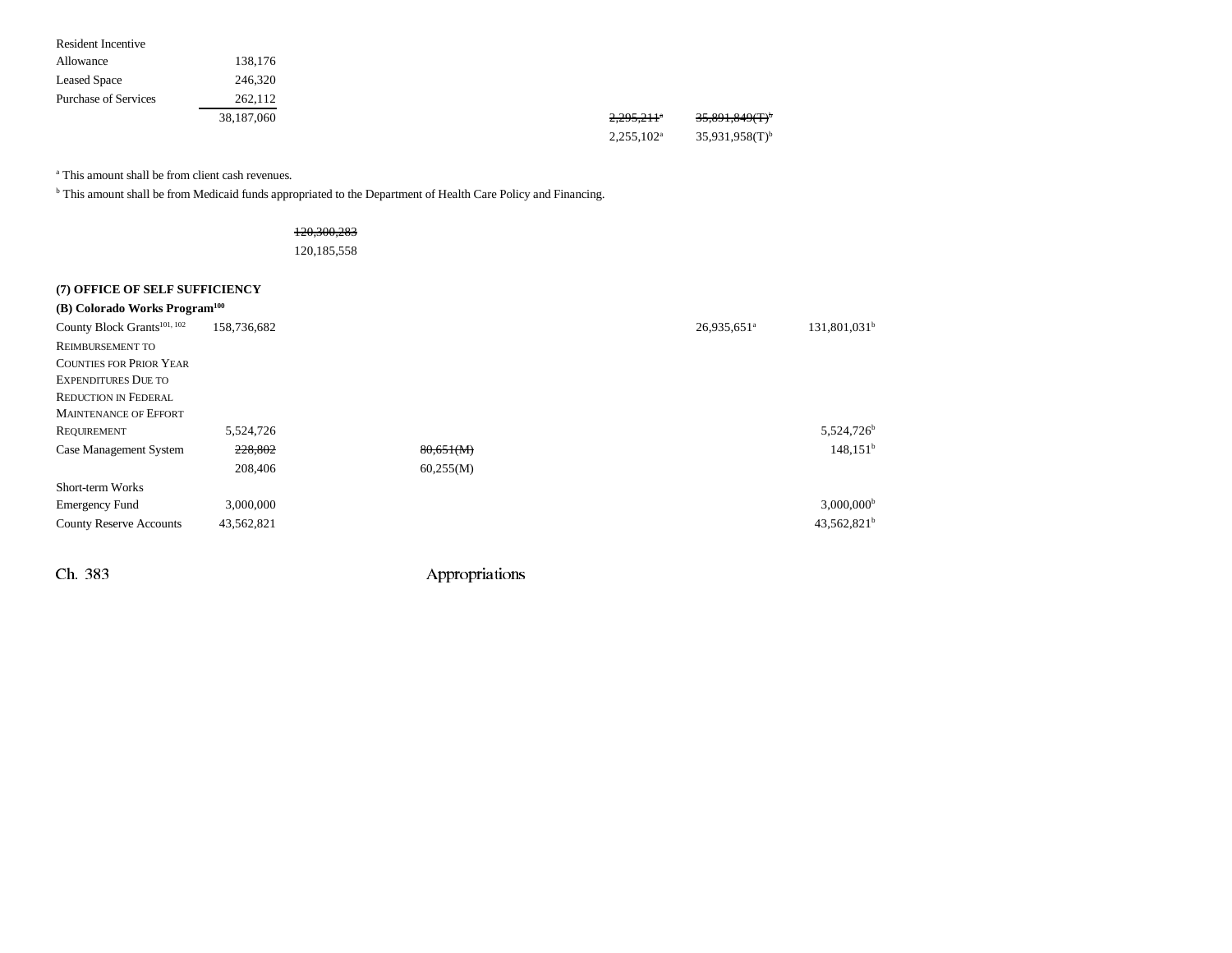| | | | | | | |
|---|---|---|---|---|---|---|
| Resident Incentive Allowance | 138,176 | | | | | |
| Leased Space | 246,320 | | | | | |
| Purchase of Services | 262,112 | | | | | |
| | 38,187,060 | | | ~~2,295,211~~[a] | ~~35,891,849(T)~~[b] | |
| | | | | 2,255,102[a] | 35,931,958(T)[b] | |

[a] This amount shall be from client cash revenues.

[b] This amount shall be from Medicaid funds appropriated to the Department of Health Care Policy and Financing.

~~120,300,283~~
120,185,558

**(7) OFFICE OF SELF SUFFICIENCY**

**(B) Colorado Works Program**[100]

| | | | | | | |
|---|---|---|---|---|---|---|
| County Block Grants[101, 102] | 158,736,682 | | | | 26,935,651[a] | 131,801,031[b] |
| REIMBURSEMENT TO COUNTIES FOR PRIOR YEAR EXPENDITURES DUE TO REDUCTION IN FEDERAL MAINTENANCE OF EFFORT REQUIREMENT | 5,524,726 | | | | | 5,524,726[b] |
| Case Management System | ~~228,802~~ | | ~~80,651(M)~~ | | | 148,151[b] |
| | 208,406 | | 60,255(M) | | | |
| Short-term Works Emergency Fund | 3,000,000 | | | | | 3,000,000[b] |
| County Reserve Accounts | 43,562,821 | | | | | 43,562,821[b] |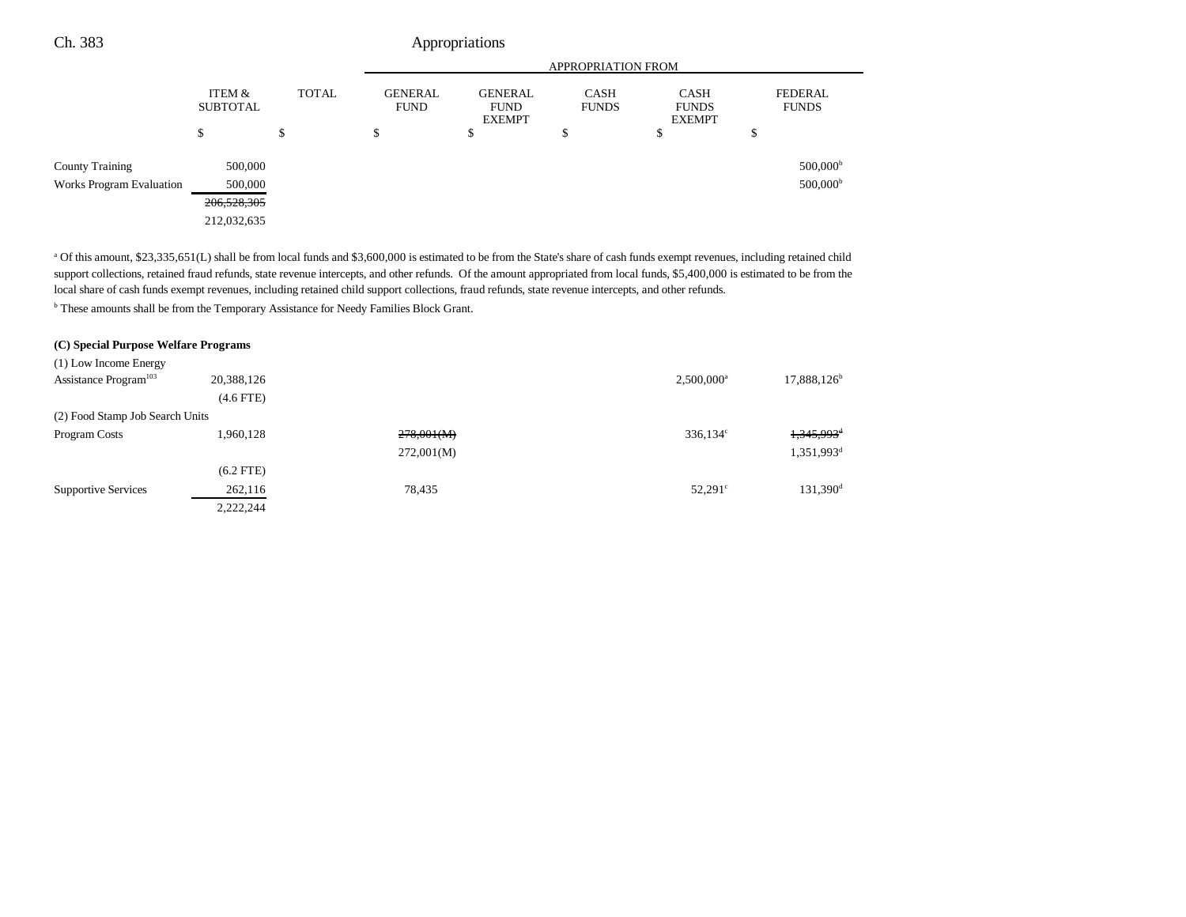| | ITEM & SUBTOTAL | TOTAL | GENERAL FUND | GENERAL FUND EXEMPT | CASH FUNDS | CASH FUNDS EXEMPT | FEDERAL FUNDS |
|---|---|---|---|---|---|---|---|
| | | | APPROPRIATION FROM | | | | |
| | $ | $ | $ | $ | $ | $ | $ |
| County Training | 500,000 | | | | | | 500,000[b] |
| Works Program Evaluation | 500,000 | | | | | | 500,000[b] |
| | ~~206,528,305~~ | | | | | | |
| | 212,032,635 | | | | | | |

[a] Of this amount, $23,335,651(L) shall be from local funds and $3,600,000 is estimated to be from the State's share of cash funds exempt revenues, including retained child support collections, retained fraud refunds, state revenue intercepts, and other refunds. Of the amount appropriated from local funds, $5,400,000 is estimated to be from the local share of cash funds exempt revenues, including retained child support collections, fraud refunds, state revenue intercepts, and other refunds.

[b] These amounts shall be from the Temporary Assistance for Needy Families Block Grant.

**(C) Special Purpose Welfare Programs**

| | ITEM & SUBTOTAL | TOTAL | GENERAL FUND | GENERAL FUND EXEMPT | CASH FUNDS | CASH FUNDS EXEMPT | FEDERAL FUNDS |
|---|---|---|---|---|---|---|---|
| (1) Low Income Energy Assistance Program[103] | 20,388,126 | | | | | 2,500,000[a] | 17,888,126[b] |
| | (4.6 FTE) | | | | | | |
| (2) Food Stamp Job Search Units | | | | | | | |
| Program Costs | 1,960,128 | | ~~278,001(M)~~ | | | 336,134[c] | ~~1,345,993~~[d] |
| | | | 272,001(M) | | | | 1,351,993[d] |
| | (6.2 FTE) | | | | | | |
| Supportive Services | 262,116 | | 78,435 | | | 52,291[c] | 131,390[d] |
| | 2,222,244 | | | | | | |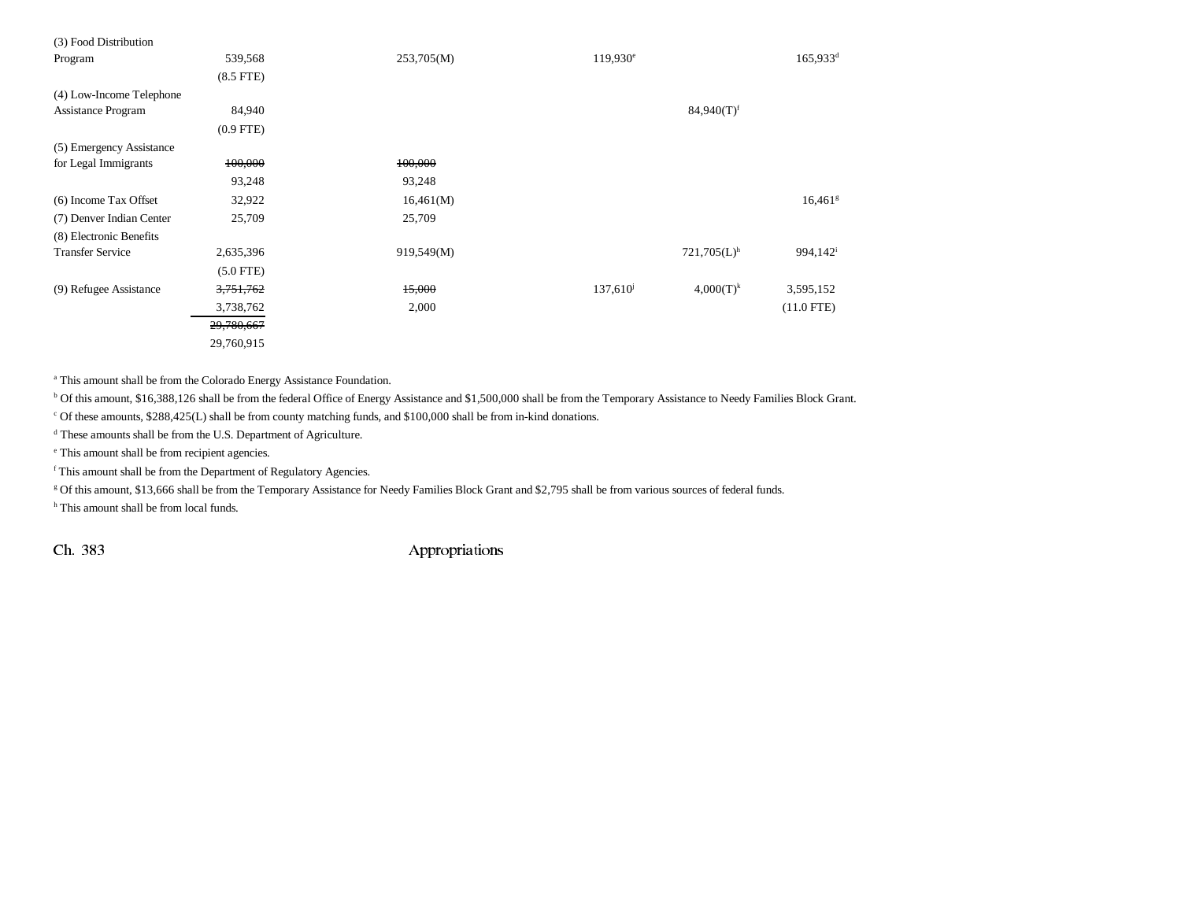| | | | | | |
|---|---|---|---|---|---|
| (3) Food Distribution Program | 539,568 | 253,705(M) | 119,930[e] | | 165,933[d] |
| | (8.5 FTE) | | | | |
| (4) Low-Income Telephone Assistance Program | 84,940 | | | 84,940(T)[f] | |
| | (0.9 FTE) | | | | |
| (5) Emergency Assistance for Legal Immigrants | ~~100,000~~ | ~~100,000~~ | | | |
| | 93,248 | 93,248 | | | |
| (6) Income Tax Offset | 32,922 | 16,461(M) | | | 16,461[g] |
| (7) Denver Indian Center | 25,709 | 25,709 | | | |
| (8) Electronic Benefits Transfer Service | 2,635,396 | 919,549(M) | | 721,705(L)[h] | 994,142[i] |
| | (5.0 FTE) | | | | |
| (9) Refugee Assistance | ~~3,751,762~~ | ~~15,000~~ | 137,610[j] | 4,000(T)[k] | 3,595,152 |
| | 3,738,762 | 2,000 | | | (11.0 FTE) |
| | ~~29,780,667~~ | | | | |
| | 29,760,915 | | | | |

[a] This amount shall be from the Colorado Energy Assistance Foundation.

[b] Of this amount, $16,388,126 shall be from the federal Office of Energy Assistance and $1,500,000 shall be from the Temporary Assistance to Needy Families Block Grant.

[c] Of these amounts, $288,425(L) shall be from county matching funds, and $100,000 shall be from in-kind donations.

[d] These amounts shall be from the U.S. Department of Agriculture.

[e] This amount shall be from recipient agencies.

[f] This amount shall be from the Department of Regulatory Agencies.

[g] Of this amount, $13,666 shall be from the Temporary Assistance for Needy Families Block Grant and $2,795 shall be from various sources of federal funds.

[h] This amount shall be from local funds.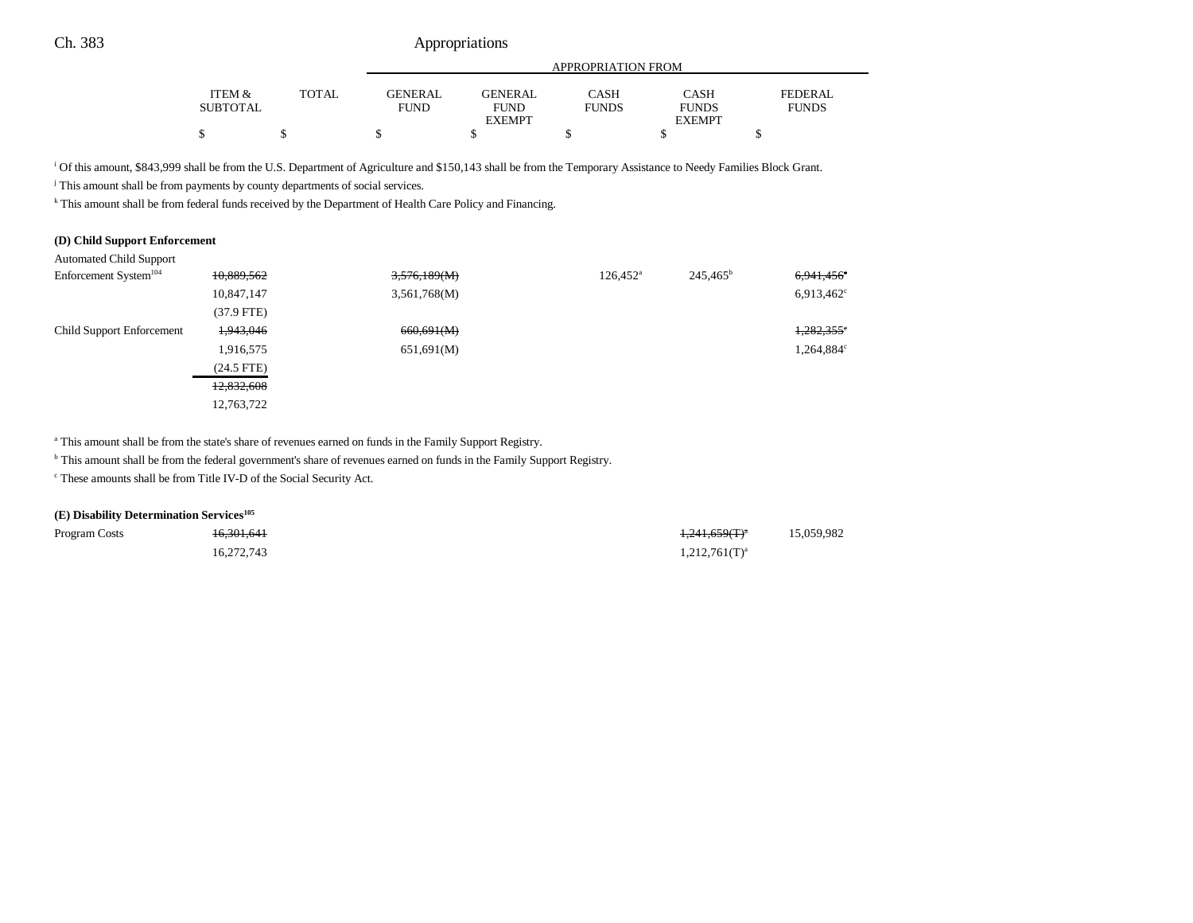| | ITEM & SUBTOTAL | TOTAL | GENERAL FUND | GENERAL FUND EXEMPT | CASH FUNDS | CASH FUNDS EXEMPT | FEDERAL FUNDS |
|---|---|---|---|---|---|---|---|
| | $ | $ | $ | $ | $ | $ | $ |

[i] Of this amount, $843,999 shall be from the U.S. Department of Agriculture and $150,143 shall be from the Temporary Assistance to Needy Families Block Grant.

[j] This amount shall be from payments by county departments of social services.

[k] This amount shall be from federal funds received by the Department of Health Care Policy and Financing.

**(D) Child Support Enforcement**

| | ITEM & SUBTOTAL | TOTAL | GENERAL FUND | GENERAL FUND EXEMPT | CASH FUNDS | CASH FUNDS EXEMPT | FEDERAL FUNDS |
|---|---|---|---|---|---|---|---|
| Automated Child Support Enforcement System[104] | ~~10,889,562~~ | | ~~3,576,189(M)~~ | | 126,452[a] | 245,465[b] | ~~6,941,456~~[c] |
| | 10,847,147 | | 3,561,768(M) | | | | 6,913,462[c] |
| | (37.9 FTE) | | | | | | |
| Child Support Enforcement | ~~1,943,046~~ | | ~~660,691(M)~~ | | | | ~~1,282,355~~[c] |
| | 1,916,575 | | 651,691(M) | | | | 1,264,884[c] |
| | (24.5 FTE) | | | | | | |
| | ~~12,832,608~~ | | | | | | |
| | 12,763,722 | | | | | | |

[a] This amount shall be from the state's share of revenues earned on funds in the Family Support Registry.

[b] This amount shall be from the federal government's share of revenues earned on funds in the Family Support Registry.

[c] These amounts shall be from Title IV-D of the Social Security Act.

**(E) Disability Determination Services[105]**

| | ITEM & SUBTOTAL | TOTAL | GENERAL FUND | GENERAL FUND EXEMPT | CASH FUNDS | CASH FUNDS EXEMPT | FEDERAL FUNDS |
|---|---|---|---|---|---|---|---|
| Program Costs | ~~16,301,641~~ | | | | | ~~1,241,659(T)~~[a] | 15,059,982 |
| | 16,272,743 | | | | | 1,212,761(T)[a] | |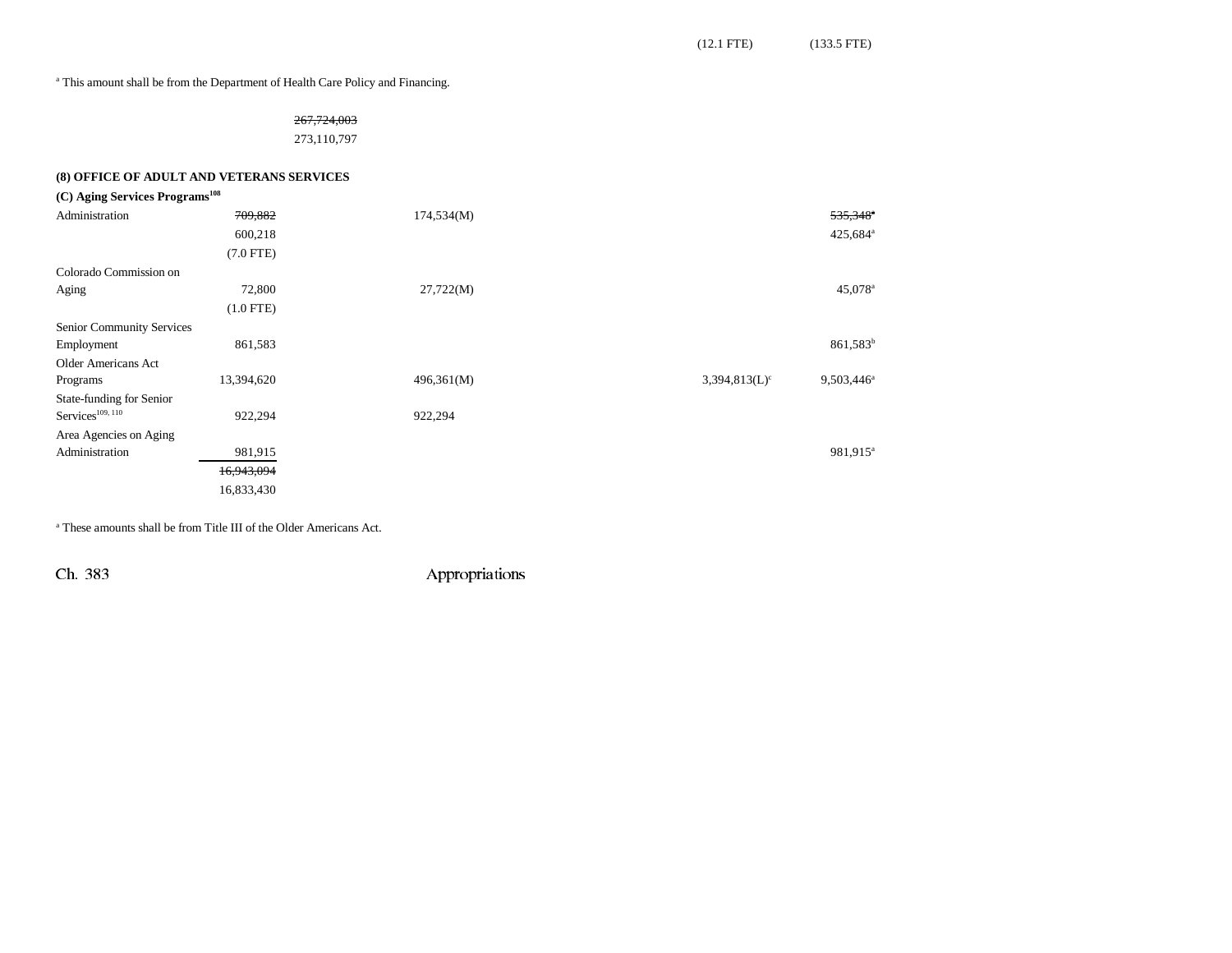| | | | | | | |
|---|---|---|---|---|---|---|
| | | | | | (12.1 FTE) | (133.5 FTE) |

[a] This amount shall be from the Department of Health Care Policy and Financing.

| | |
|---|---|
| | ~~267,724,003~~ |
| | 273,110,797 |

**(8) OFFICE OF ADULT AND VETERANS SERVICES**

**(C) Aging Services Programs[108]**

| | | | | | | |
|---|---|---|---|---|---|---|
| Administration | ~~709,882~~ 600,218 (7.0 FTE) | | 174,534(M) | | | ~~535,348~~[a] 425,684[a] |
| Colorado Commission on Aging | 72,800 (1.0 FTE) | | 27,722(M) | | | 45,078[a] |
| Senior Community Services Employment | 861,583 | | | | | 861,583[b] |
| Older Americans Act Programs | 13,394,620 | | 496,361(M) | | 3,394,813(L)[c] | 9,503,446[a] |
| State-funding for Senior Services[109, 110] | 922,294 | | 922,294 | | | |
| Area Agencies on Aging Administration | 981,915 | | | | | 981,915[a] |
| | ~~16,943,094~~ 16,833,430 | | | | | |

[a] These amounts shall be from Title III of the Older Americans Act.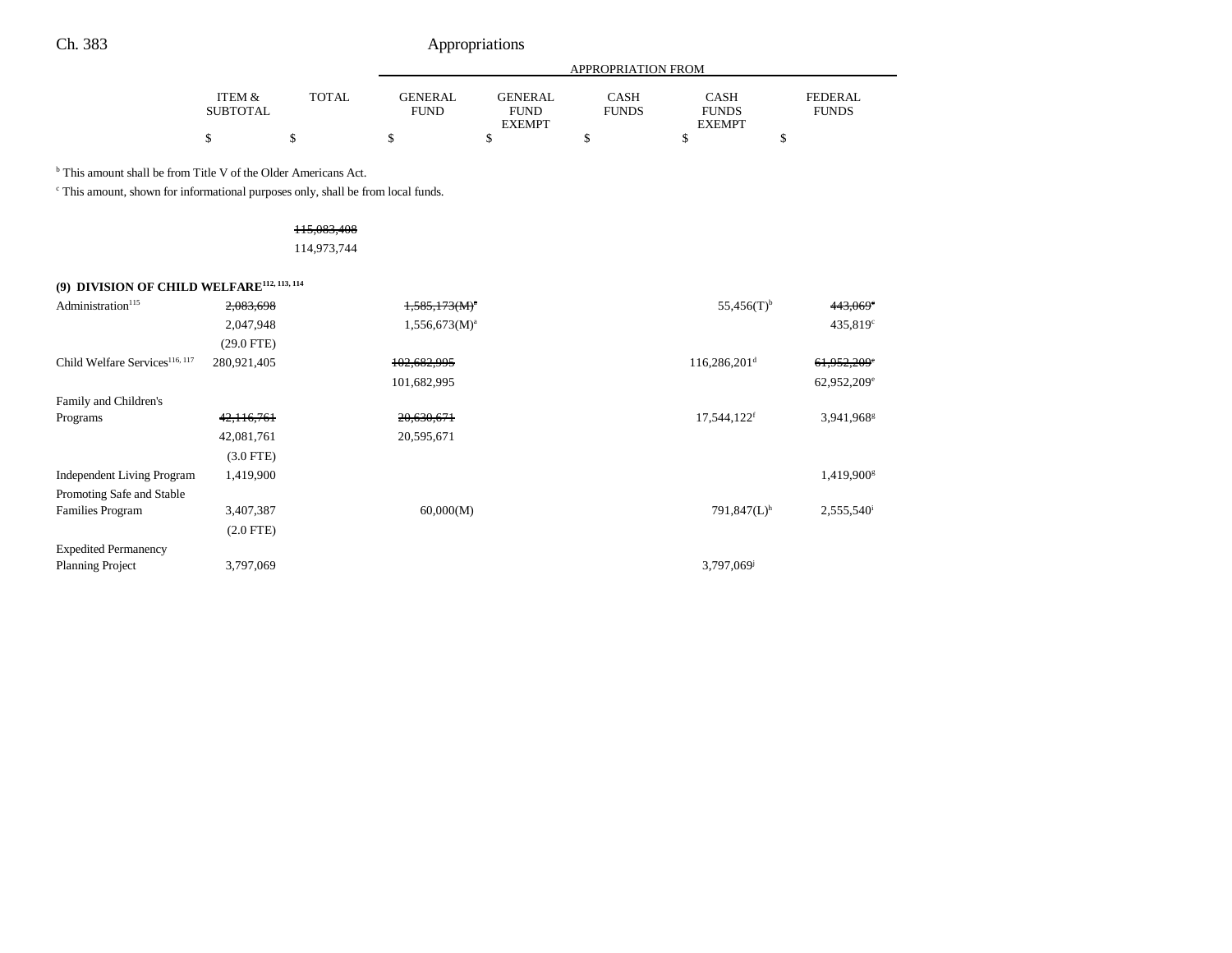| | ITEM & SUBTOTAL | TOTAL | GENERAL FUND | GENERAL FUND EXEMPT | CASH FUNDS | CASH FUNDS EXEMPT | FEDERAL FUNDS |
|---|---|---|---|---|---|---|---|
| | | | APPROPRIATION FROM | | | | |
| | $ | $ | $ | $ | $ | $ | $ |

[b] This amount shall be from Title V of the Older Americans Act.

[c] This amount, shown for informational purposes only, shall be from local funds.

| | ITEM & SUBTOTAL | TOTAL | GENERAL FUND | GENERAL FUND EXEMPT | CASH FUNDS | CASH FUNDS EXEMPT | FEDERAL FUNDS |
|---|---|---|---|---|---|---|---|
| | | ~~115,083,408~~ | | | | | |
| | | 114,973,744 | | | | | |
| **(9) DIVISION OF CHILD WELFARE**[112, 113, 114] | | | | | | | |
| Administration[115] | ~~2,083,698~~ | | ~~1,585,173(M)~~[a] | | | 55,456(T)[b] | ~~443,069~~[c] |
| | 2,047,948 | | 1,556,673(M)[a] | | | | 435,819[c] |
| | (29.0 FTE) | | | | | | |
| Child Welfare Services[116, 117] | 280,921,405 | | ~~102,682,995~~ | | | 116,286,201[d] | ~~61,952,209~~[e] |
| | | | 101,682,995 | | | | 62,952,209[e] |
| Family and Children's Programs | ~~42,116,761~~ | | ~~20,630,671~~ | | | 17,544,122[f] | 3,941,968[g] |
| | 42,081,761 | | 20,595,671 | | | | |
| | (3.0 FTE) | | | | | | |
| Independent Living Program | 1,419,900 | | | | | | 1,419,900[g] |
| Promoting Safe and Stable Families Program | 3,407,387 | | 60,000(M) | | | 791,847(L)[h] | 2,555,540[i] |
| | (2.0 FTE) | | | | | | |
| Expedited Permanency Planning Project | 3,797,069 | | | | | 3,797,069[j] | |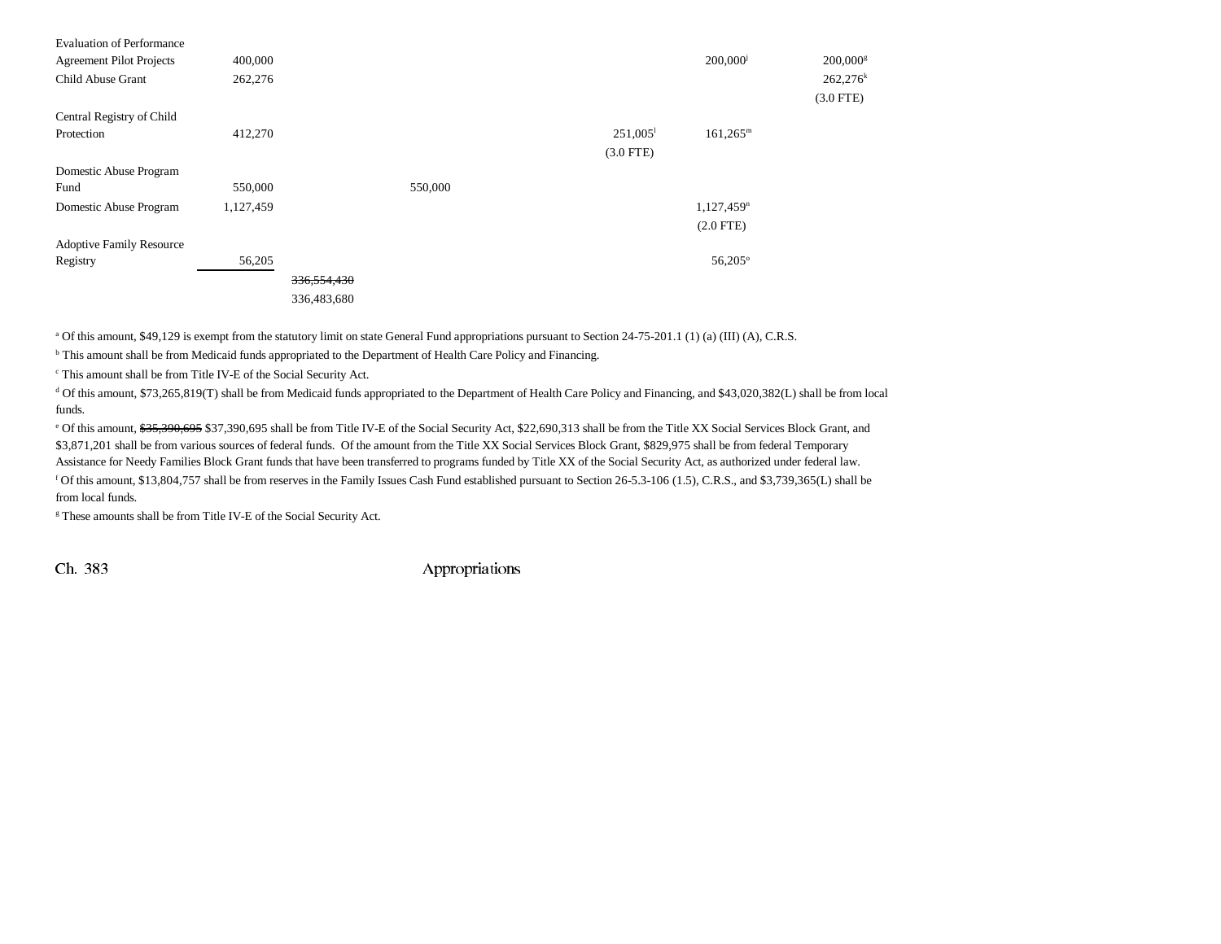| | | | | | | | |
|---|---|---|---|---|---|---|---|
| Evaluation of Performance Agreement Pilot Projects | 400,000 | | | | | 200,000[j] | 200,000[g] |
| Child Abuse Grant | 262,276 | | | | | | 262,276[k] |
| | | | | | | | (3.0 FTE) |
| Central Registry of Child Protection | 412,270 | | | | 251,005[l] | 161,265[m] | |
| | | | | | (3.0 FTE) | | |
| Domestic Abuse Program Fund | 550,000 | | 550,000 | | | | |
| Domestic Abuse Program | 1,127,459 | | | | | 1,127,459[n] | |
| | | | | | | (2.0 FTE) | |
| Adoptive Family Resource Registry | 56,205 | | | | | 56,205[o] | |
| | | ~~336,554,430~~ | | | | | |
| | | 336,483,680 | | | | | |

[a] Of this amount, $49,129 is exempt from the statutory limit on state General Fund appropriations pursuant to Section 24-75-201.1 (1) (a) (III) (A), C.R.S.

[b] This amount shall be from Medicaid funds appropriated to the Department of Health Care Policy and Financing.

[c] This amount shall be from Title IV-E of the Social Security Act.

[d] Of this amount, $73,265,819(T) shall be from Medicaid funds appropriated to the Department of Health Care Policy and Financing, and $43,020,382(L) shall be from local funds.

[e] Of this amount, ~~$35,390,695~~ $37,390,695 shall be from Title IV-E of the Social Security Act, $22,690,313 shall be from the Title XX Social Services Block Grant, and $3,871,201 shall be from various sources of federal funds. Of the amount from the Title XX Social Services Block Grant, $829,975 shall be from federal Temporary Assistance for Needy Families Block Grant funds that have been transferred to programs funded by Title XX of the Social Security Act, as authorized under federal law.

[f] Of this amount, $13,804,757 shall be from reserves in the Family Issues Cash Fund established pursuant to Section 26-5.3-106 (1.5), C.R.S., and $3,739,365(L) shall be from local funds.

[g] These amounts shall be from Title IV-E of the Social Security Act.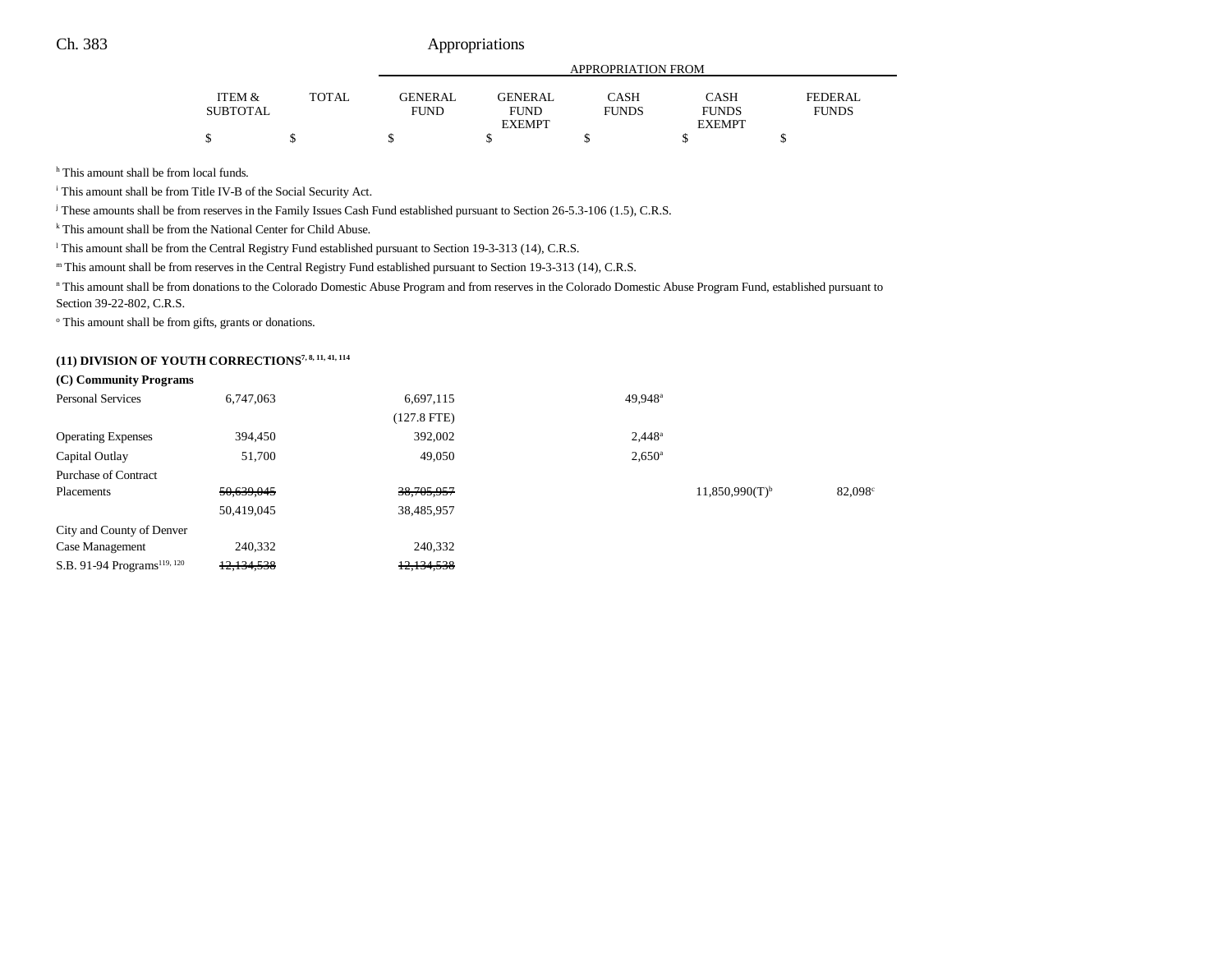| | ITEM & SUBTOTAL | TOTAL | GENERAL FUND | GENERAL FUND EXEMPT | CASH FUNDS | CASH FUNDS EXEMPT | FEDERAL FUNDS |
|---|---|---|---|---|---|---|---|
| | | | APPROPRIATION FROM | | | | |
| | $ | $ | $ | $ | $ | $ | $ |

[h] This amount shall be from local funds.

[i] This amount shall be from Title IV-B of the Social Security Act.

[j] These amounts shall be from reserves in the Family Issues Cash Fund established pursuant to Section 26-5.3-106 (1.5), C.R.S.

[k] This amount shall be from the National Center for Child Abuse.

[l] This amount shall be from the Central Registry Fund established pursuant to Section 19-3-313 (14), C.R.S.

[m] This amount shall be from reserves in the Central Registry Fund established pursuant to Section 19-3-313 (14), C.R.S.

[n] This amount shall be from donations to the Colorado Domestic Abuse Program and from reserves in the Colorado Domestic Abuse Program Fund, established pursuant to Section 39-22-802, C.R.S.

[o] This amount shall be from gifts, grants or donations.

**(11) DIVISION OF YOUTH CORRECTIONS[7, 8, 11, 41, 114]**

**(C) Community Programs**

| | ITEM & SUBTOTAL | TOTAL | GENERAL FUND | GENERAL FUND EXEMPT | CASH FUNDS | CASH FUNDS EXEMPT | FEDERAL FUNDS |
|---|---|---|---|---|---|---|---|
| Personal Services | 6,747,063 | | 6,697,115 | | 49,948[a] | | |
| | | | (127.8 FTE) | | | | |
| Operating Expenses | 394,450 | | 392,002 | | 2,448[a] | | |
| Capital Outlay | 51,700 | | 49,050 | | 2,650[a] | | |
| Purchase of Contract Placements | ~~50,639,045~~ | | ~~38,705,957~~ | | | 11,850,990(T)[b] | 82,098[c] |
| | 50,419,045 | | 38,485,957 | | | | |
| City and County of Denver Case Management | 240,332 | | 240,332 | | | | |
| S.B. 91-94 Programs[119, 120] | ~~12,134,538~~ | | ~~12,134,538~~ | | | | |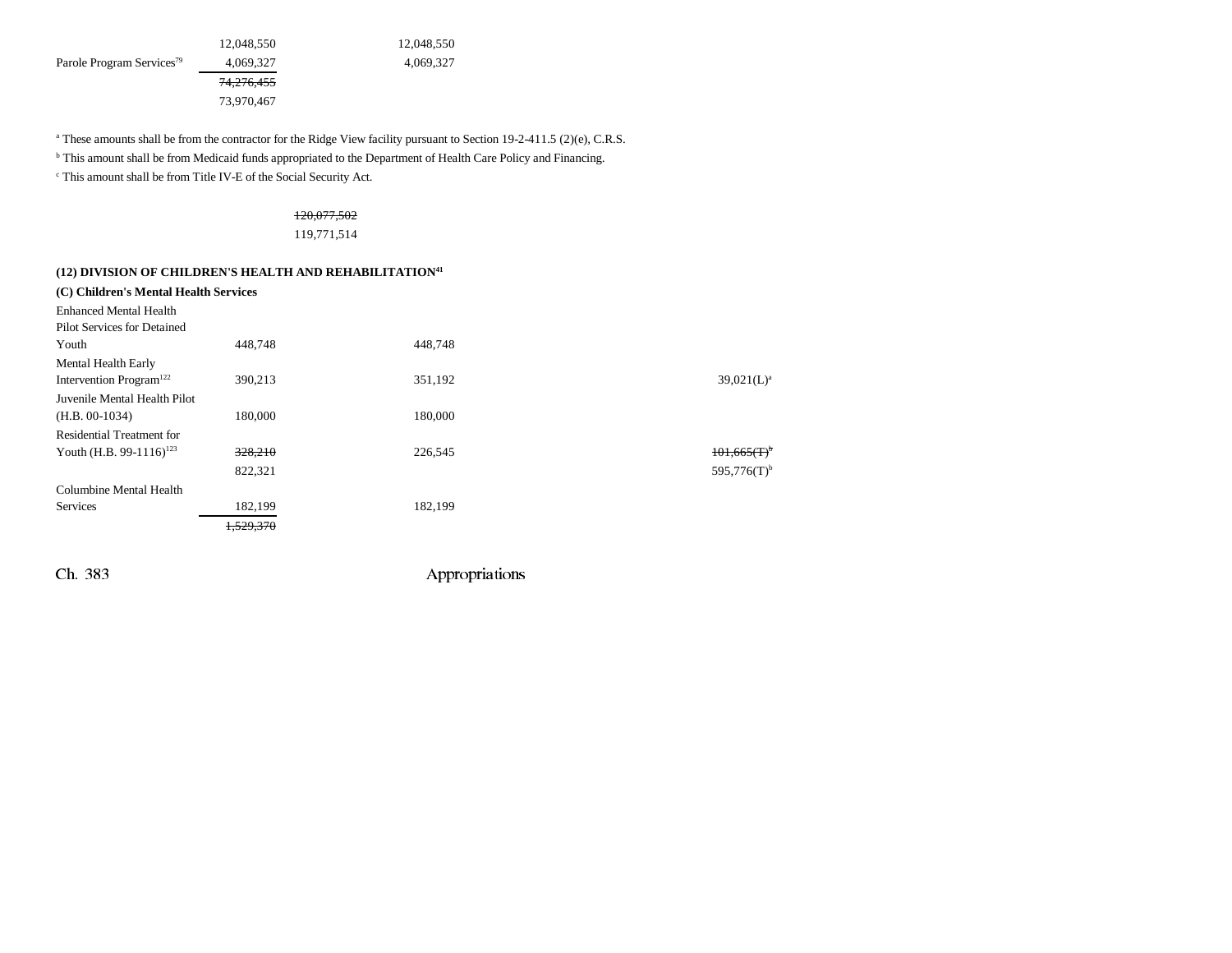| | | | | | | |
|---|---|---|---|---|---|---|
| | 12,048,550 | | 12,048,550 | | | |
| Parole Program Services[79] | 4,069,327 | | 4,069,327 | | | |
| | ~~74,276,455~~ | | | | | |
| | 73,970,467 | | | | | |

[a] These amounts shall be from the contractor for the Ridge View facility pursuant to Section 19-2-411.5 (2)(e), C.R.S.

[b] This amount shall be from Medicaid funds appropriated to the Department of Health Care Policy and Financing.

[c] This amount shall be from Title IV-E of the Social Security Act.

~~120,077,502~~
119,771,514

### (12) DIVISION OF CHILDREN'S HEALTH AND REHABILITATION[41]

#### (C) Children's Mental Health Services

| | | | | | | |
|---|---|---|---|---|---|---|
| Enhanced Mental Health Pilot Services for Detained Youth | 448,748 | | 448,748 | | | |
| Mental Health Early Intervention Program[122] | 390,213 | | 351,192 | | | 39,021(L)[a] |
| Juvenile Mental Health Pilot (H.B. 00-1034) | 180,000 | | 180,000 | | | |
| Residential Treatment for Youth (H.B. 99-1116)[123] | ~~328,210~~ | | 226,545 | | | ~~101,665(T)[b]~~ |
| | 822,321 | | | | | 595,776(T)[b] |
| Columbine Mental Health Services | 182,199 | | 182,199 | | | |
| | ~~1,529,370~~ | | | | | |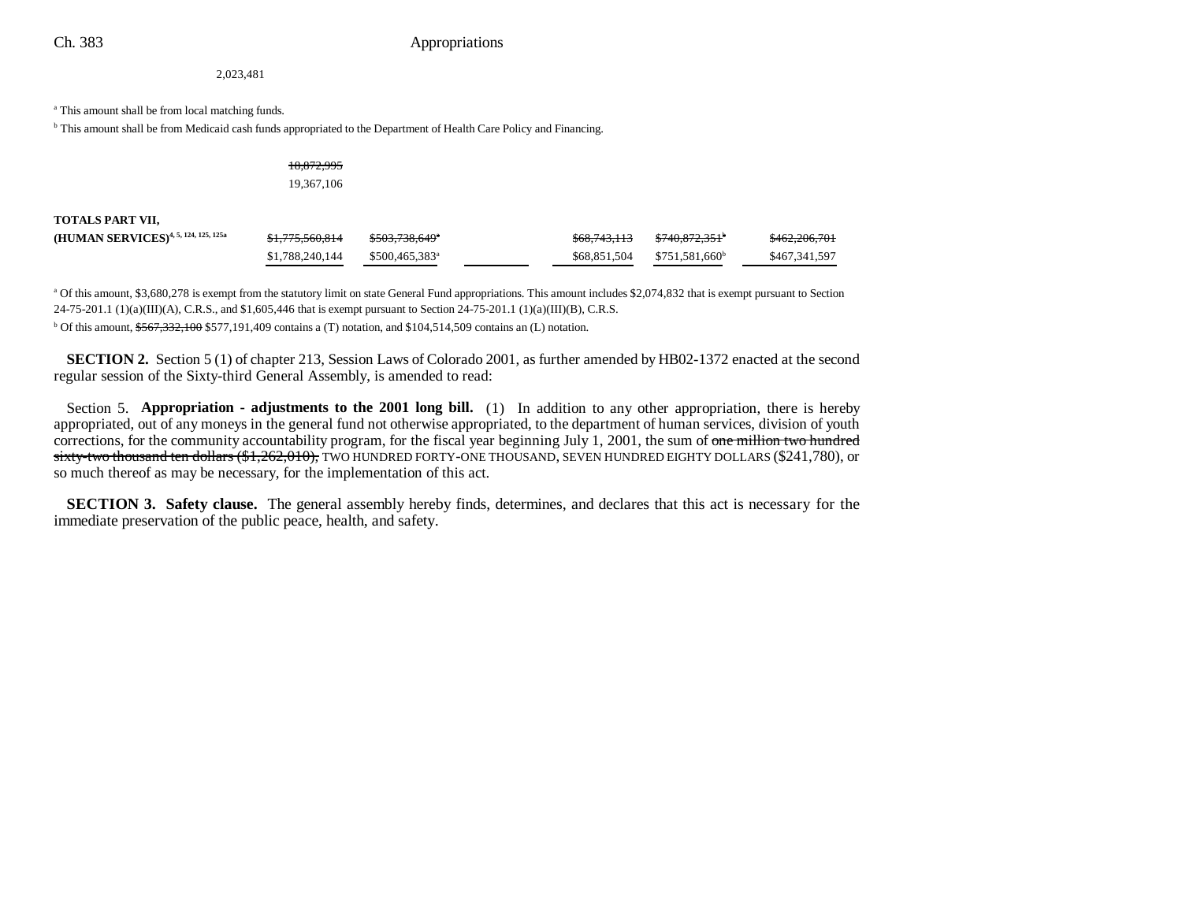2,023,481

[a] This amount shall be from local matching funds.

[b] This amount shall be from Medicaid cash funds appropriated to the Department of Health Care Policy and Financing.

~~18,872,995~~
19,367,106

| | | | | | | |
|---|---|---|---|---|---|---|
| **TOTALS PART VII,** | | | | | | |
| **(HUMAN SERVICES)**[4, 5, 124, 125, 125a] | ~~$1,775,560,814~~ | ~~$503,738,649~~[a] | | ~~$68,743,113~~ | ~~$740,872,351~~[b] | ~~$462,206,701~~ |
| | $1,788,240,144 | $500,465,383[a] | | $68,851,504 | $751,581,660[b] | $467,341,597 |

[a] Of this amount, $3,680,278 is exempt from the statutory limit on state General Fund appropriations. This amount includes $2,074,832 that is exempt pursuant to Section 24-75-201.1 (1)(a)(III)(A), C.R.S., and $1,605,446 that is exempt pursuant to Section 24-75-201.1 (1)(a)(III)(B), C.R.S.

[b] Of this amount, ~~$567,332,100~~ $577,191,409 contains a (T) notation, and $104,514,509 contains an (L) notation.

**SECTION 2.** Section 5 (1) of chapter 213, Session Laws of Colorado 2001, as further amended by HB02-1372 enacted at the second regular session of the Sixty-third General Assembly, is amended to read:

Section 5. **Appropriation - adjustments to the 2001 long bill.** (1) In addition to any other appropriation, there is hereby appropriated, out of any moneys in the general fund not otherwise appropriated, to the department of human services, division of youth corrections, for the community accountability program, for the fiscal year beginning July 1, 2001, the sum of ~~one million two hundred sixty-two thousand ten dollars ($1,262,010),~~ TWO HUNDRED FORTY-ONE THOUSAND, SEVEN HUNDRED EIGHTY DOLLARS ($241,780), or so much thereof as may be necessary, for the implementation of this act.

**SECTION 3. Safety clause.** The general assembly hereby finds, determines, and declares that this act is necessary for the immediate preservation of the public peace, health, and safety.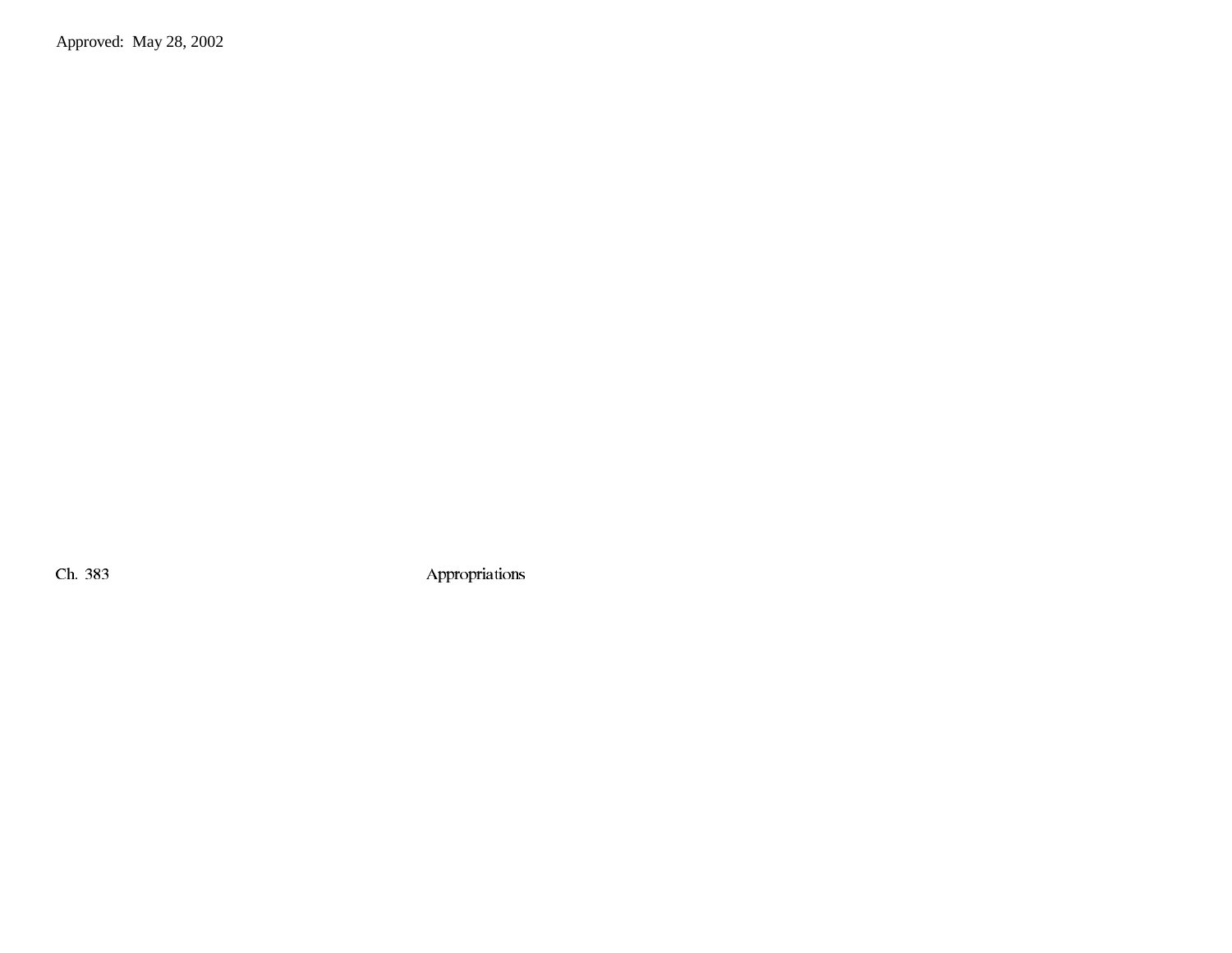Approved: May 28, 2002